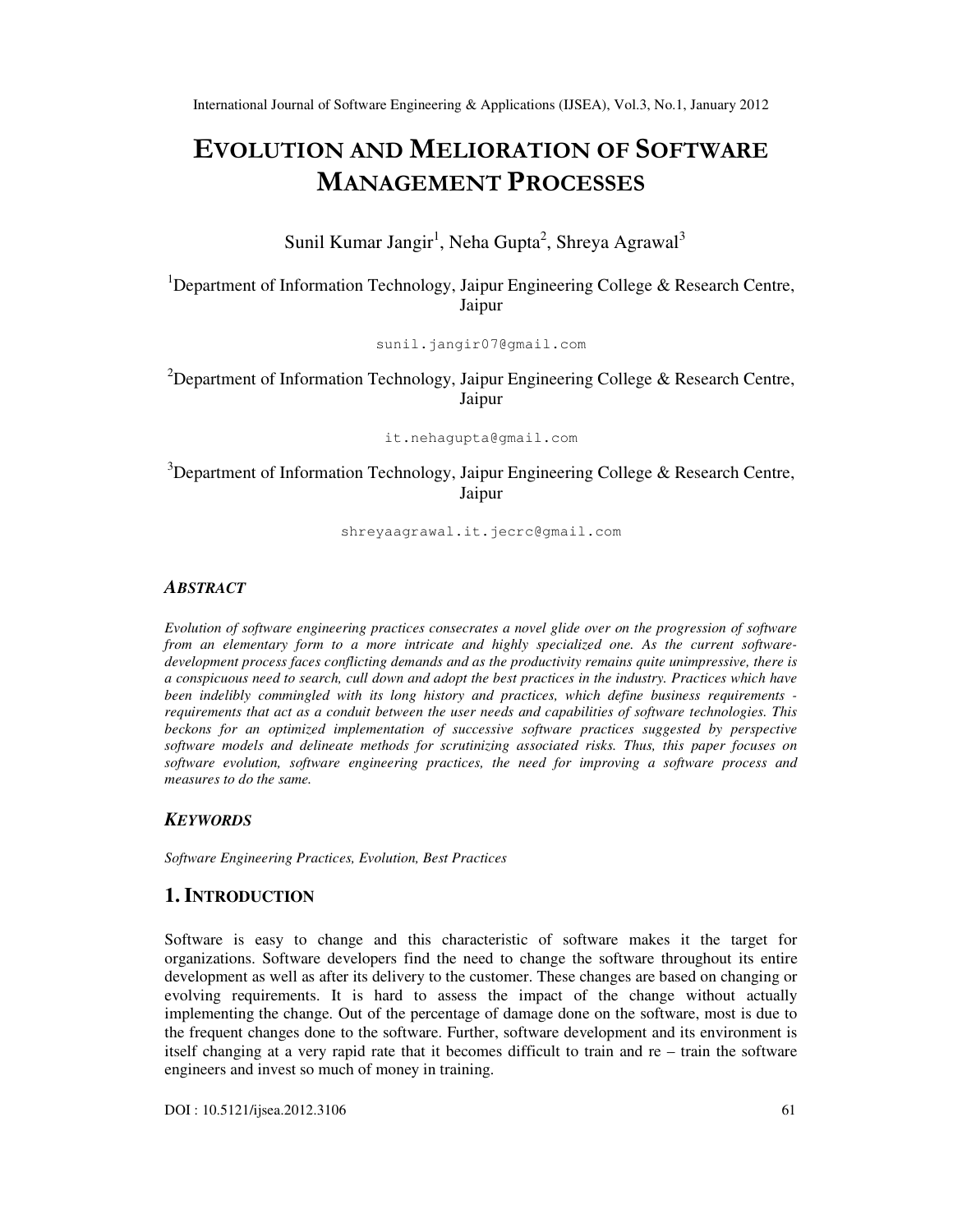# EVOLUTION AND MELIORATION OF SOFTWARE MANAGEMENT PROCESSES

Sunil Kumar Jangir[1], Neha Gupta[2], Shreya Agrawal[3]

[1]Department of Information Technology, Jaipur Engineering College & Research Centre, Jaipur

sunil.jangir07@gmail.com

[2]Department of Information Technology, Jaipur Engineering College & Research Centre, Jaipur

it.nehagupta@gmail.com

[3]Department of Information Technology, Jaipur Engineering College & Research Centre, Jaipur

shreyaagrawal.it.jecrc@gmail.com

### *ABSTRACT*

*Evolution of software engineering practices consecrates a novel glide over on the progression of software from an elementary form to a more intricate and highly specialized one. As the current software-development process faces conflicting demands and as the productivity remains quite unimpressive, there is a conspicuous need to search, cull down and adopt the best practices in the industry. Practices which have been indelibly commingled with its long history and practices, which define business requirements - requirements that act as a conduit between the user needs and capabilities of software technologies. This beckons for an optimized implementation of successive software practices suggested by perspective software models and delineate methods for scrutinizing associated risks. Thus, this paper focuses on software evolution, software engineering practices, the need for improving a software process and measures to do the same.*

### *KEYWORDS*

*Software Engineering Practices, Evolution, Best Practices*

## 1. INTRODUCTION

Software is easy to change and this characteristic of software makes it the target for organizations. Software developers find the need to change the software throughout its entire development as well as after its delivery to the customer. These changes are based on changing or evolving requirements. It is hard to assess the impact of the change without actually implementing the change. Out of the percentage of damage done on the software, most is due to the frequent changes done to the software. Further, software development and its environment is itself changing at a very rapid rate that it becomes difficult to train and re – train the software engineers and invest so much of money in training.

DOI : 10.5121/ijsea.2012.3106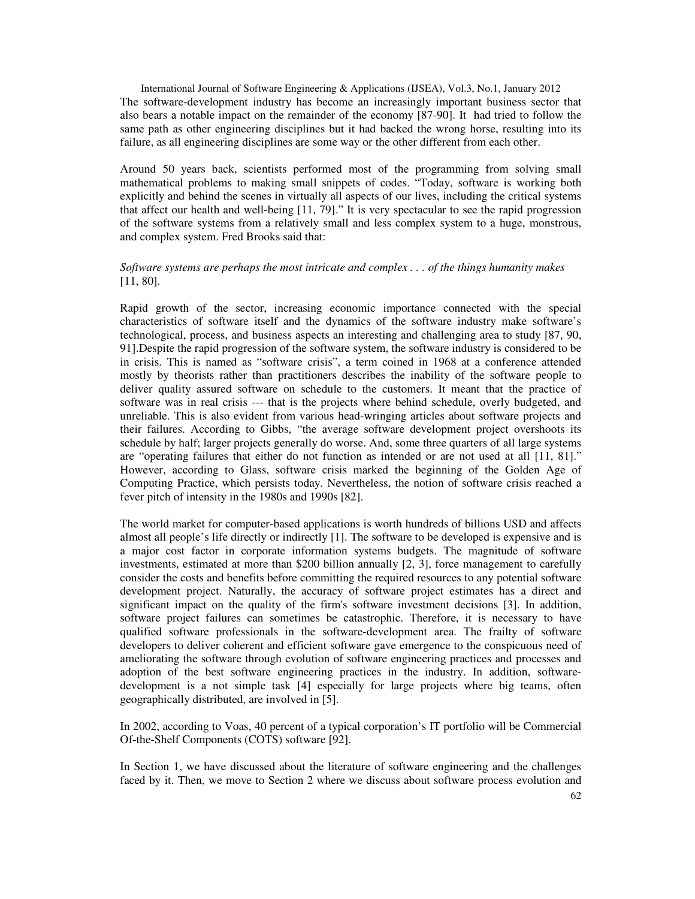The software-development industry has become an increasingly important business sector that also bears a notable impact on the remainder of the economy [87-90]. It had tried to follow the same path as other engineering disciplines but it had backed the wrong horse, resulting into its failure, as all engineering disciplines are some way or the other different from each other.

Around 50 years back, scientists performed most of the programming from solving small mathematical problems to making small snippets of codes. "Today, software is working both explicitly and behind the scenes in virtually all aspects of our lives, including the critical systems that affect our health and well-being [11, 79]." It is very spectacular to see the rapid progression of the software systems from a relatively small and less complex system to a huge, monstrous, and complex system. Fred Brooks said that:

*Software systems are perhaps the most intricate and complex . . . of the things humanity makes* [11, 80].

Rapid growth of the sector, increasing economic importance connected with the special characteristics of software itself and the dynamics of the software industry make software's technological, process, and business aspects an interesting and challenging area to study [87, 90, 91].Despite the rapid progression of the software system, the software industry is considered to be in crisis. This is named as "software crisis", a term coined in 1968 at a conference attended mostly by theorists rather than practitioners describes the inability of the software people to deliver quality assured software on schedule to the customers. It meant that the practice of software was in real crisis --- that is the projects where behind schedule, overly budgeted, and unreliable. This is also evident from various head-wringing articles about software projects and their failures. According to Gibbs, "the average software development project overshoots its schedule by half; larger projects generally do worse. And, some three quarters of all large systems are "operating failures that either do not function as intended or are not used at all [11, 81]." However, according to Glass, software crisis marked the beginning of the Golden Age of Computing Practice, which persists today. Nevertheless, the notion of software crisis reached a fever pitch of intensity in the 1980s and 1990s [82].

The world market for computer-based applications is worth hundreds of billions USD and affects almost all people's life directly or indirectly [1]. The software to be developed is expensive and is a major cost factor in corporate information systems budgets. The magnitude of software investments, estimated at more than $200 billion annually [2, 3], force management to carefully consider the costs and benefits before committing the required resources to any potential software development project. Naturally, the accuracy of software project estimates has a direct and significant impact on the quality of the firm's software investment decisions [3]. In addition, software project failures can sometimes be catastrophic. Therefore, it is necessary to have qualified software professionals in the software-development area. The frailty of software developers to deliver coherent and efficient software gave emergence to the conspicuous need of ameliorating the software through evolution of software engineering practices and processes and adoption of the best software engineering practices in the industry. In addition, software-development is a not simple task [4] especially for large projects where big teams, often geographically distributed, are involved in [5].

In 2002, according to Voas, 40 percent of a typical corporation's IT portfolio will be Commercial Of-the-Shelf Components (COTS) software [92].

In Section 1, we have discussed about the literature of software engineering and the challenges faced by it. Then, we move to Section 2 where we discuss about software process evolution and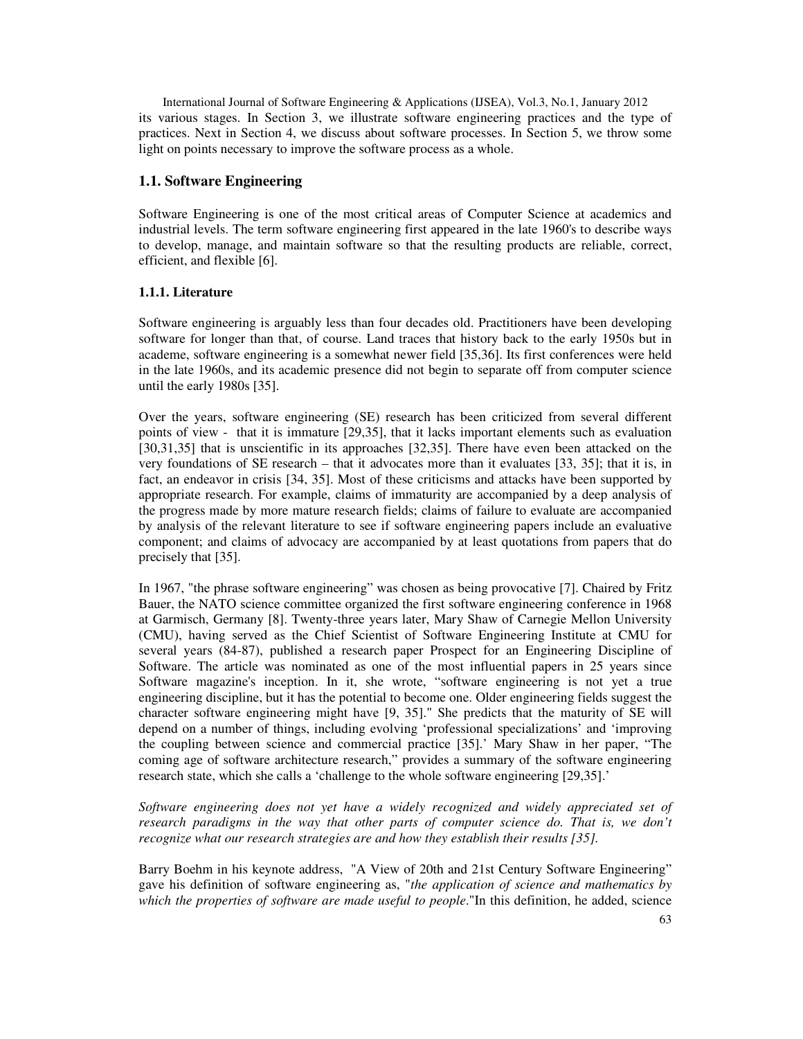its various stages. In Section 3, we illustrate software engineering practices and the type of practices. Next in Section 4, we discuss about software processes. In Section 5, we throw some light on points necessary to improve the software process as a whole.

## 1.1. Software Engineering

Software Engineering is one of the most critical areas of Computer Science at academics and industrial levels. The term software engineering first appeared in the late 1960's to describe ways to develop, manage, and maintain software so that the resulting products are reliable, correct, efficient, and flexible [6].

### 1.1.1. Literature

Software engineering is arguably less than four decades old. Practitioners have been developing software for longer than that, of course. Land traces that history back to the early 1950s but in academe, software engineering is a somewhat newer field [35,36]. Its first conferences were held in the late 1960s, and its academic presence did not begin to separate off from computer science until the early 1980s [35].

Over the years, software engineering (SE) research has been criticized from several different points of view - that it is immature [29,35], that it lacks important elements such as evaluation [30,31,35] that is unscientific in its approaches [32,35]. There have even been attacked on the very foundations of SE research – that it advocates more than it evaluates [33, 35]; that it is, in fact, an endeavor in crisis [34, 35]. Most of these criticisms and attacks have been supported by appropriate research. For example, claims of immaturity are accompanied by a deep analysis of the progress made by more mature research fields; claims of failure to evaluate are accompanied by analysis of the relevant literature to see if software engineering papers include an evaluative component; and claims of advocacy are accompanied by at least quotations from papers that do precisely that [35].

In 1967, "the phrase software engineering" was chosen as being provocative [7]. Chaired by Fritz Bauer, the NATO science committee organized the first software engineering conference in 1968 at Garmisch, Germany [8]. Twenty-three years later, Mary Shaw of Carnegie Mellon University (CMU), having served as the Chief Scientist of Software Engineering Institute at CMU for several years (84-87), published a research paper Prospect for an Engineering Discipline of Software. The article was nominated as one of the most influential papers in 25 years since Software magazine's inception. In it, she wrote, "software engineering is not yet a true engineering discipline, but it has the potential to become one. Older engineering fields suggest the character software engineering might have [9, 35]." She predicts that the maturity of SE will depend on a number of things, including evolving 'professional specializations' and 'improving the coupling between science and commercial practice [35].' Mary Shaw in her paper, "The coming age of software architecture research," provides a summary of the software engineering research state, which she calls a 'challenge to the whole software engineering [29,35].'

*Software engineering does not yet have a widely recognized and widely appreciated set of research paradigms in the way that other parts of computer science do. That is, we don't recognize what our research strategies are and how they establish their results [35].*

Barry Boehm in his keynote address, "A View of 20th and 21st Century Software Engineering" gave his definition of software engineering as, "*the application of science and mathematics by which the properties of software are made useful to people*."In this definition, he added, science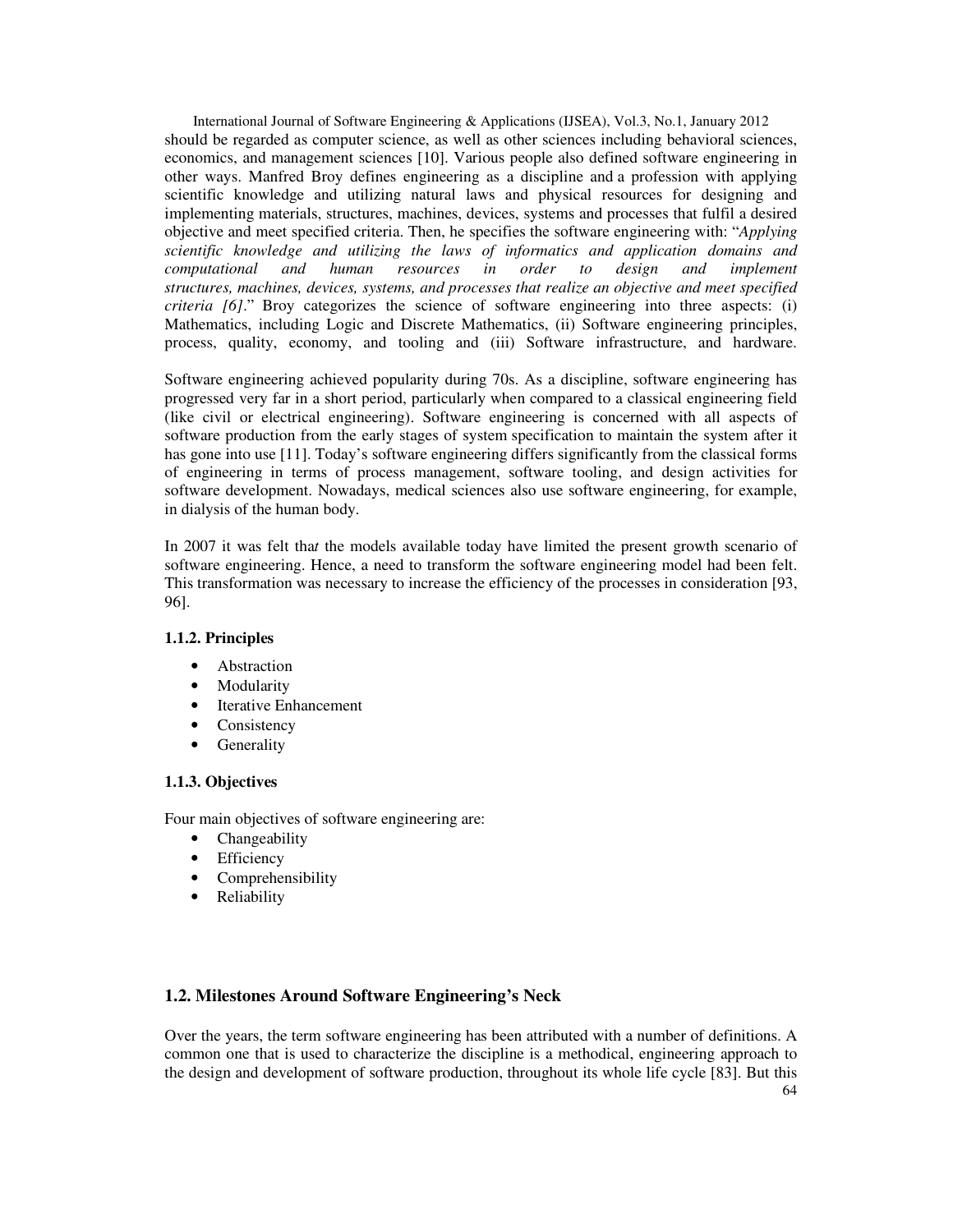should be regarded as computer science, as well as other sciences including behavioral sciences, economics, and management sciences [10]. Various people also defined software engineering in other ways. Manfred Broy defines engineering as a discipline and a profession with applying scientific knowledge and utilizing natural laws and physical resources for designing and implementing materials, structures, machines, devices, systems and processes that fulfil a desired objective and meet specified criteria. Then, he specifies the software engineering with: "*Applying scientific knowledge and utilizing the laws of informatics and application domains and computational and human resources in order to design and implement structures, machines, devices, systems, and processes that realize an objective and meet specified criteria [6]*." Broy categorizes the science of software engineering into three aspects: (i) Mathematics, including Logic and Discrete Mathematics, (ii) Software engineering principles, process, quality, economy, and tooling and (iii) Software infrastructure, and hardware.

Software engineering achieved popularity during 70s. As a discipline, software engineering has progressed very far in a short period, particularly when compared to a classical engineering field (like civil or electrical engineering). Software engineering is concerned with all aspects of software production from the early stages of system specification to maintain the system after it has gone into use [11]. Today's software engineering differs significantly from the classical forms of engineering in terms of process management, software tooling, and design activities for software development. Nowadays, medical sciences also use software engineering, for example, in dialysis of the human body.

In 2007 it was felt that the models available today have limited the present growth scenario of software engineering. Hence, a need to transform the software engineering model had been felt. This transformation was necessary to increase the efficiency of the processes in consideration [93, 96].

#### 1.1.2. Principles

- Abstraction
- Modularity
- Iterative Enhancement
- Consistency
- Generality

#### 1.1.3. Objectives

Four main objectives of software engineering are:

- Changeability
- Efficiency
- Comprehensibility
- Reliability

### 1.2. Milestones Around Software Engineering's Neck

Over the years, the term software engineering has been attributed with a number of definitions. A common one that is used to characterize the discipline is a methodical, engineering approach to the design and development of software production, throughout its whole life cycle [83]. But this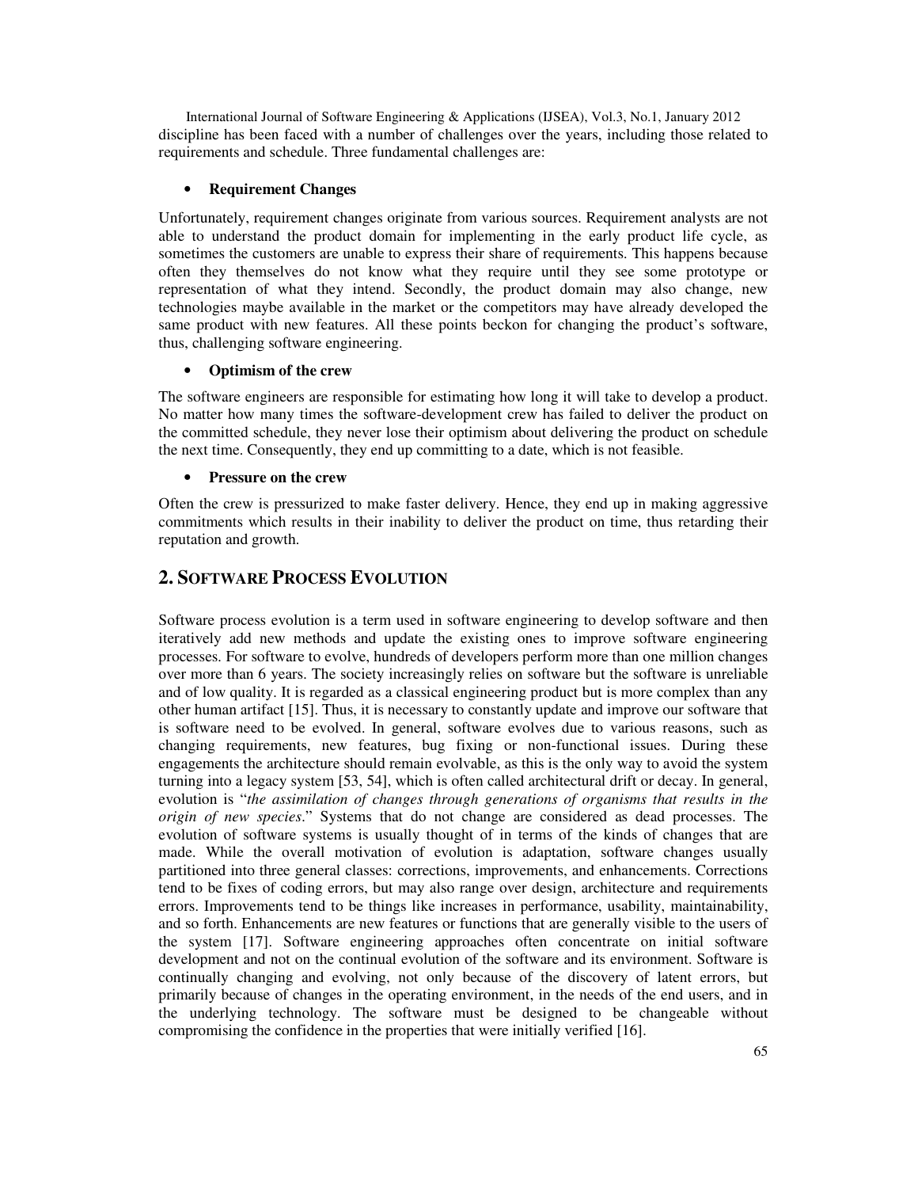discipline has been faced with a number of challenges over the years, including those related to requirements and schedule. Three fundamental challenges are:

- **Requirement Changes**

Unfortunately, requirement changes originate from various sources. Requirement analysts are not able to understand the product domain for implementing in the early product life cycle, as sometimes the customers are unable to express their share of requirements. This happens because often they themselves do not know what they require until they see some prototype or representation of what they intend. Secondly, the product domain may also change, new technologies maybe available in the market or the competitors may have already developed the same product with new features. All these points beckon for changing the product's software, thus, challenging software engineering.

- **Optimism of the crew**

The software engineers are responsible for estimating how long it will take to develop a product. No matter how many times the software-development crew has failed to deliver the product on the committed schedule, they never lose their optimism about delivering the product on schedule the next time. Consequently, they end up committing to a date, which is not feasible.

- **Pressure on the crew**

Often the crew is pressurized to make faster delivery. Hence, they end up in making aggressive commitments which results in their inability to deliver the product on time, thus retarding their reputation and growth.

## 2. SOFTWARE PROCESS EVOLUTION

Software process evolution is a term used in software engineering to develop software and then iteratively add new methods and update the existing ones to improve software engineering processes. For software to evolve, hundreds of developers perform more than one million changes over more than 6 years. The society increasingly relies on software but the software is unreliable and of low quality. It is regarded as a classical engineering product but is more complex than any other human artifact [15]. Thus, it is necessary to constantly update and improve our software that is software need to be evolved. In general, software evolves due to various reasons, such as changing requirements, new features, bug fixing or non-functional issues. During these engagements the architecture should remain evolvable, as this is the only way to avoid the system turning into a legacy system [53, 54], which is often called architectural drift or decay. In general, evolution is "*the assimilation of changes through generations of organisms that results in the origin of new species*." Systems that do not change are considered as dead processes. The evolution of software systems is usually thought of in terms of the kinds of changes that are made. While the overall motivation of evolution is adaptation, software changes usually partitioned into three general classes: corrections, improvements, and enhancements. Corrections tend to be fixes of coding errors, but may also range over design, architecture and requirements errors. Improvements tend to be things like increases in performance, usability, maintainability, and so forth. Enhancements are new features or functions that are generally visible to the users of the system [17]. Software engineering approaches often concentrate on initial software development and not on the continual evolution of the software and its environment. Software is continually changing and evolving, not only because of the discovery of latent errors, but primarily because of changes in the operating environment, in the needs of the end users, and in the underlying technology. The software must be designed to be changeable without compromising the confidence in the properties that were initially verified [16].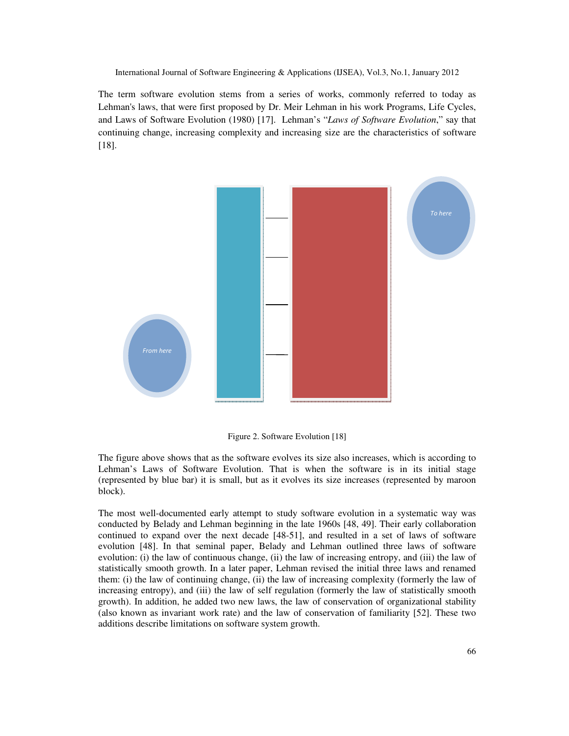The term software evolution stems from a series of works, commonly referred to today as Lehman's laws, that were first proposed by Dr. Meir Lehman in his work Programs, Life Cycles, and Laws of Software Evolution (1980) [17]. Lehman's "*Laws of Software Evolution*," say that continuing change, increasing complexity and increasing size are the characteristics of software [18].

To here

From here

Figure 2. Software Evolution [18]

The figure above shows that as the software evolves its size also increases, which is according to Lehman's Laws of Software Evolution. That is when the software is in its initial stage (represented by blue bar) it is small, but as it evolves its size increases (represented by maroon block).

The most well-documented early attempt to study software evolution in a systematic way was conducted by Belady and Lehman beginning in the late 1960s [48, 49]. Their early collaboration continued to expand over the next decade [48-51], and resulted in a set of laws of software evolution [48]. In that seminal paper, Belady and Lehman outlined three laws of software evolution: (i) the law of continuous change, (ii) the law of increasing entropy, and (iii) the law of statistically smooth growth. In a later paper, Lehman revised the initial three laws and renamed them: (i) the law of continuing change, (ii) the law of increasing complexity (formerly the law of increasing entropy), and (iii) the law of self regulation (formerly the law of statistically smooth growth). In addition, he added two new laws, the law of conservation of organizational stability (also known as invariant work rate) and the law of conservation of familiarity [52]. These two additions describe limitations on software system growth.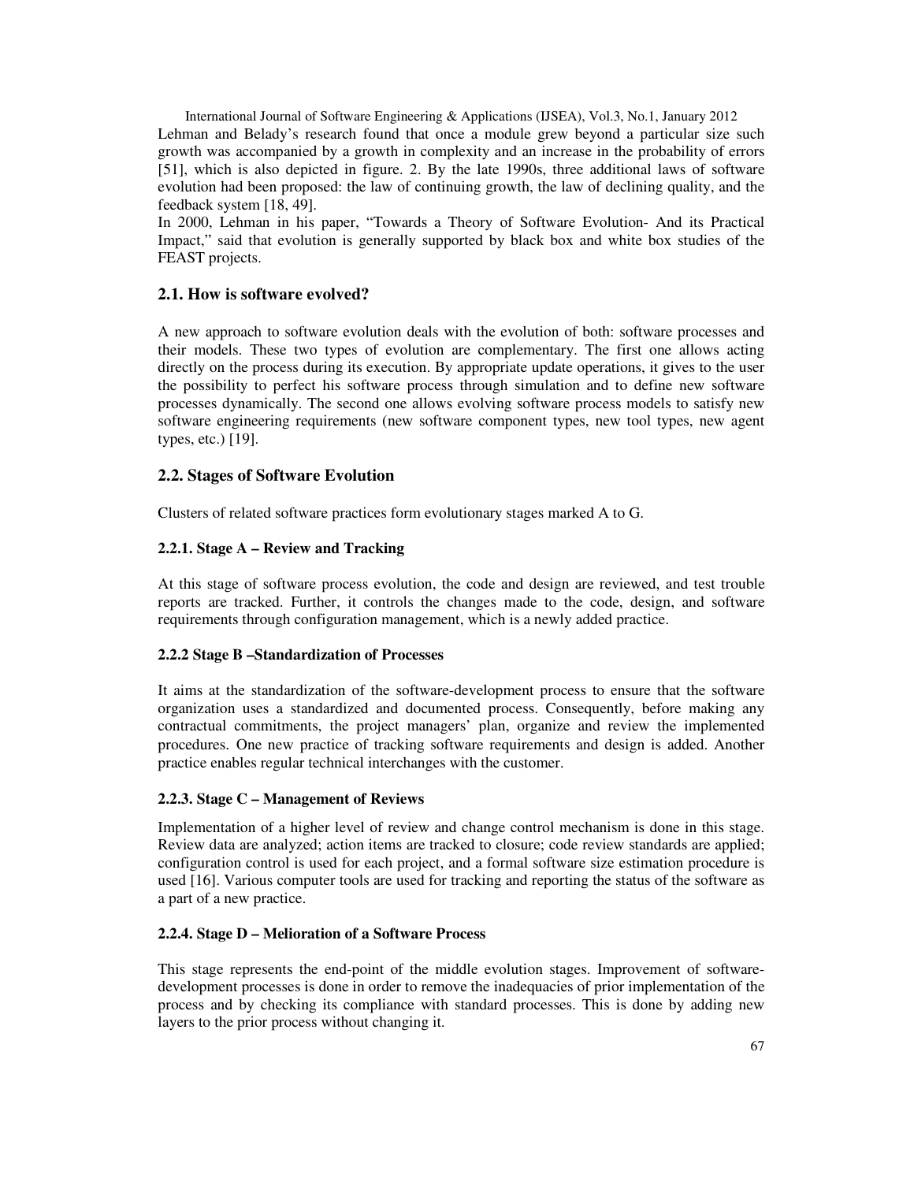Lehman and Belady's research found that once a module grew beyond a particular size such growth was accompanied by a growth in complexity and an increase in the probability of errors [51], which is also depicted in figure. 2. By the late 1990s, three additional laws of software evolution had been proposed: the law of continuing growth, the law of declining quality, and the feedback system [18, 49].

In 2000, Lehman in his paper, "Towards a Theory of Software Evolution- And its Practical Impact," said that evolution is generally supported by black box and white box studies of the FEAST projects.

## 2.1. How is software evolved?

A new approach to software evolution deals with the evolution of both: software processes and their models. These two types of evolution are complementary. The first one allows acting directly on the process during its execution. By appropriate update operations, it gives to the user the possibility to perfect his software process through simulation and to define new software processes dynamically. The second one allows evolving software process models to satisfy new software engineering requirements (new software component types, new tool types, new agent types, etc.) [19].

## 2.2. Stages of Software Evolution

Clusters of related software practices form evolutionary stages marked A to G.

### 2.2.1. Stage A – Review and Tracking

At this stage of software process evolution, the code and design are reviewed, and test trouble reports are tracked. Further, it controls the changes made to the code, design, and software requirements through configuration management, which is a newly added practice.

### 2.2.2 Stage B –Standardization of Processes

It aims at the standardization of the software-development process to ensure that the software organization uses a standardized and documented process. Consequently, before making any contractual commitments, the project managers' plan, organize and review the implemented procedures. One new practice of tracking software requirements and design is added. Another practice enables regular technical interchanges with the customer.

### 2.2.3. Stage C – Management of Reviews

Implementation of a higher level of review and change control mechanism is done in this stage. Review data are analyzed; action items are tracked to closure; code review standards are applied; configuration control is used for each project, and a formal software size estimation procedure is used [16]. Various computer tools are used for tracking and reporting the status of the software as a part of a new practice.

### 2.2.4. Stage D – Melioration of a Software Process

This stage represents the end-point of the middle evolution stages. Improvement of software-development processes is done in order to remove the inadequacies of prior implementation of the process and by checking its compliance with standard processes. This is done by adding new layers to the prior process without changing it.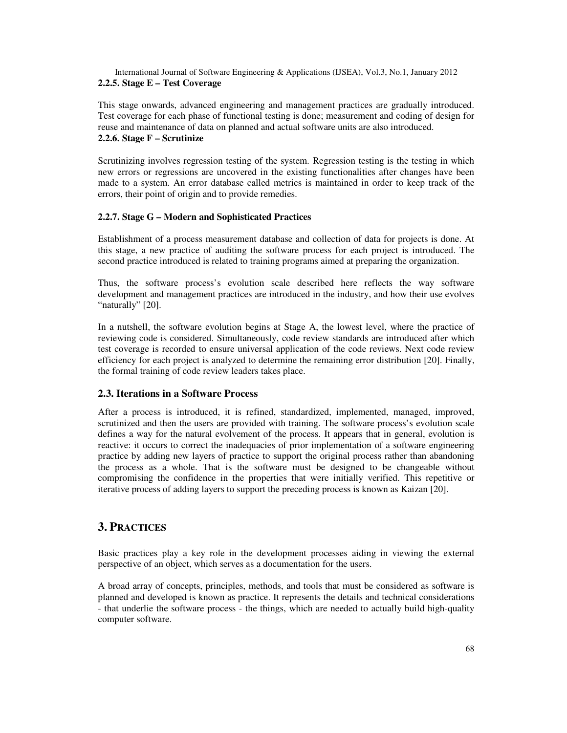### 2.2.5. Stage E – Test Coverage

This stage onwards, advanced engineering and management practices are gradually introduced. Test coverage for each phase of functional testing is done; measurement and coding of design for reuse and maintenance of data on planned and actual software units are also introduced.

### 2.2.6. Stage F – Scrutinize

Scrutinizing involves regression testing of the system. Regression testing is the testing in which new errors or regressions are uncovered in the existing functionalities after changes have been made to a system. An error database called metrics is maintained in order to keep track of the errors, their point of origin and to provide remedies.

### 2.2.7. Stage G – Modern and Sophisticated Practices

Establishment of a process measurement database and collection of data for projects is done. At this stage, a new practice of auditing the software process for each project is introduced. The second practice introduced is related to training programs aimed at preparing the organization.

Thus, the software process's evolution scale described here reflects the way software development and management practices are introduced in the industry, and how their use evolves "naturally" [20].

In a nutshell, the software evolution begins at Stage A, the lowest level, where the practice of reviewing code is considered. Simultaneously, code review standards are introduced after which test coverage is recorded to ensure universal application of the code reviews. Next code review efficiency for each project is analyzed to determine the remaining error distribution [20]. Finally, the formal training of code review leaders takes place.

## 2.3. Iterations in a Software Process

After a process is introduced, it is refined, standardized, implemented, managed, improved, scrutinized and then the users are provided with training. The software process's evolution scale defines a way for the natural evolvement of the process. It appears that in general, evolution is reactive: it occurs to correct the inadequacies of prior implementation of a software engineering practice by adding new layers of practice to support the original process rather than abandoning the process as a whole. That is the software must be designed to be changeable without compromising the confidence in the properties that were initially verified. This repetitive or iterative process of adding layers to support the preceding process is known as Kaizan [20].

# 3. PRACTICES

Basic practices play a key role in the development processes aiding in viewing the external perspective of an object, which serves as a documentation for the users.

A broad array of concepts, principles, methods, and tools that must be considered as software is planned and developed is known as practice. It represents the details and technical considerations - that underlie the software process - the things, which are needed to actually build high-quality computer software.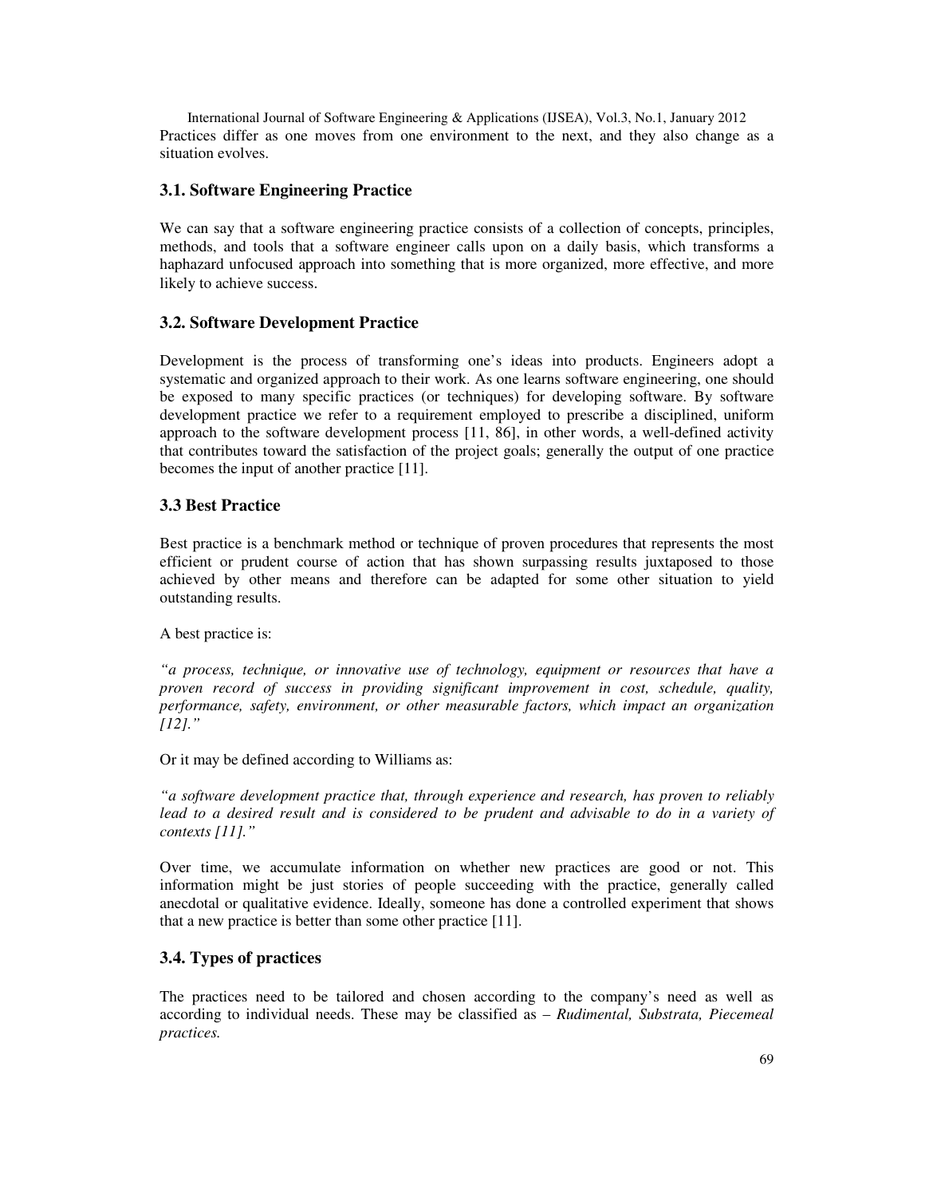Practices differ as one moves from one environment to the next, and they also change as a situation evolves.

### 3.1. Software Engineering Practice

We can say that a software engineering practice consists of a collection of concepts, principles, methods, and tools that a software engineer calls upon on a daily basis, which transforms a haphazard unfocused approach into something that is more organized, more effective, and more likely to achieve success.

### 3.2. Software Development Practice

Development is the process of transforming one's ideas into products. Engineers adopt a systematic and organized approach to their work. As one learns software engineering, one should be exposed to many specific practices (or techniques) for developing software. By software development practice we refer to a requirement employed to prescribe a disciplined, uniform approach to the software development process [11, 86], in other words, a well-defined activity that contributes toward the satisfaction of the project goals; generally the output of one practice becomes the input of another practice [11].

### 3.3 Best Practice

Best practice is a benchmark method or technique of proven procedures that represents the most efficient or prudent course of action that has shown surpassing results juxtaposed to those achieved by other means and therefore can be adapted for some other situation to yield outstanding results.

A best practice is:

*"a process, technique, or innovative use of technology, equipment or resources that have a proven record of success in providing significant improvement in cost, schedule, quality, performance, safety, environment, or other measurable factors, which impact an organization [12]."*

Or it may be defined according to Williams as:

*"a software development practice that, through experience and research, has proven to reliably lead to a desired result and is considered to be prudent and advisable to do in a variety of contexts [11]."*

Over time, we accumulate information on whether new practices are good or not. This information might be just stories of people succeeding with the practice, generally called anecdotal or qualitative evidence. Ideally, someone has done a controlled experiment that shows that a new practice is better than some other practice [11].

### 3.4. Types of practices

The practices need to be tailored and chosen according to the company's need as well as according to individual needs. These may be classified as – *Rudimental, Substrata, Piecemeal practices.*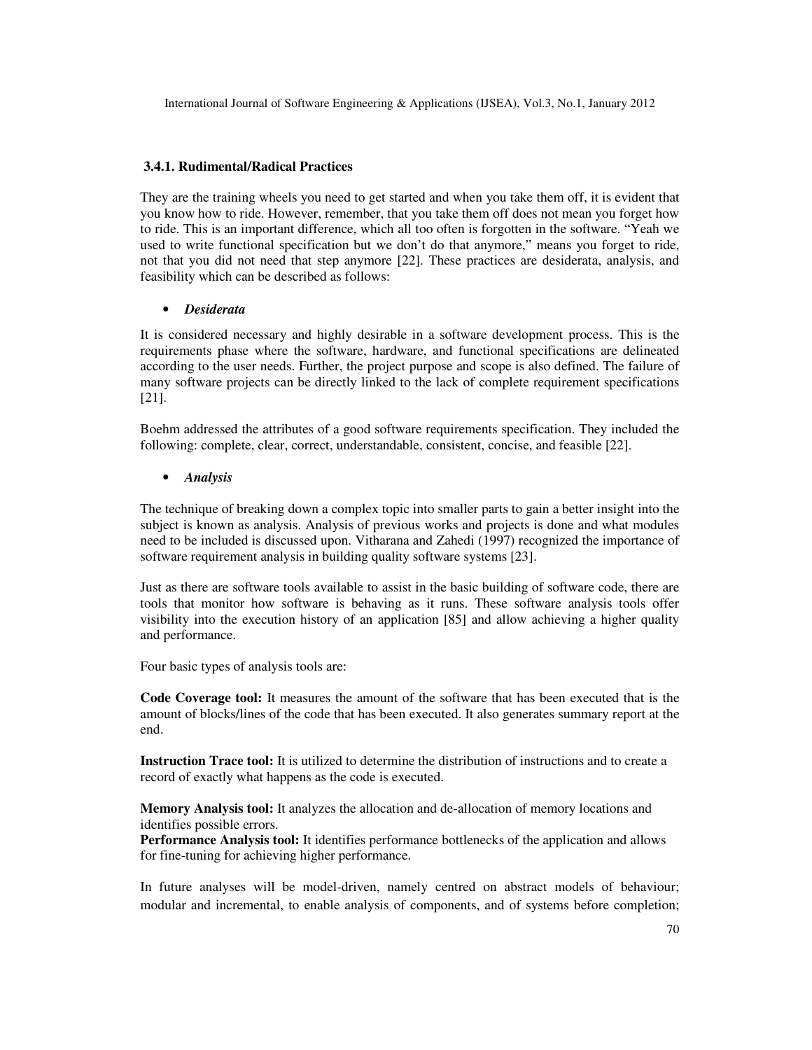### 3.4.1. Rudimental/Radical Practices

They are the training wheels you need to get started and when you take them off, it is evident that you know how to ride. However, remember, that you take them off does not mean you forget how to ride. This is an important difference, which all too often is forgotten in the software. "Yeah we used to write functional specification but we don't do that anymore," means you forget to ride, not that you did not need that step anymore [22]. These practices are desiderata, analysis, and feasibility which can be described as follows:

- ***Desiderata***

It is considered necessary and highly desirable in a software development process. This is the requirements phase where the software, hardware, and functional specifications are delineated according to the user needs. Further, the project purpose and scope is also defined. The failure of many software projects can be directly linked to the lack of complete requirement specifications [21].

Boehm addressed the attributes of a good software requirements specification. They included the following: complete, clear, correct, understandable, consistent, concise, and feasible [22].

- ***Analysis***

The technique of breaking down a complex topic into smaller parts to gain a better insight into the subject is known as analysis. Analysis of previous works and projects is done and what modules need to be included is discussed upon. Vitharana and Zahedi (1997) recognized the importance of software requirement analysis in building quality software systems [23].

Just as there are software tools available to assist in the basic building of software code, there are tools that monitor how software is behaving as it runs. These software analysis tools offer visibility into the execution history of an application [85] and allow achieving a higher quality and performance.

Four basic types of analysis tools are:

**Code Coverage tool:** It measures the amount of the software that has been executed that is the amount of blocks/lines of the code that has been executed. It also generates summary report at the end.

**Instruction Trace tool:** It is utilized to determine the distribution of instructions and to create a record of exactly what happens as the code is executed.

**Memory Analysis tool:** It analyzes the allocation and de-allocation of memory locations and identifies possible errors.

**Performance Analysis tool:** It identifies performance bottlenecks of the application and allows for fine-tuning for achieving higher performance.

In future analyses will be model-driven, namely centred on abstract models of behaviour; modular and incremental, to enable analysis of components, and of systems before completion;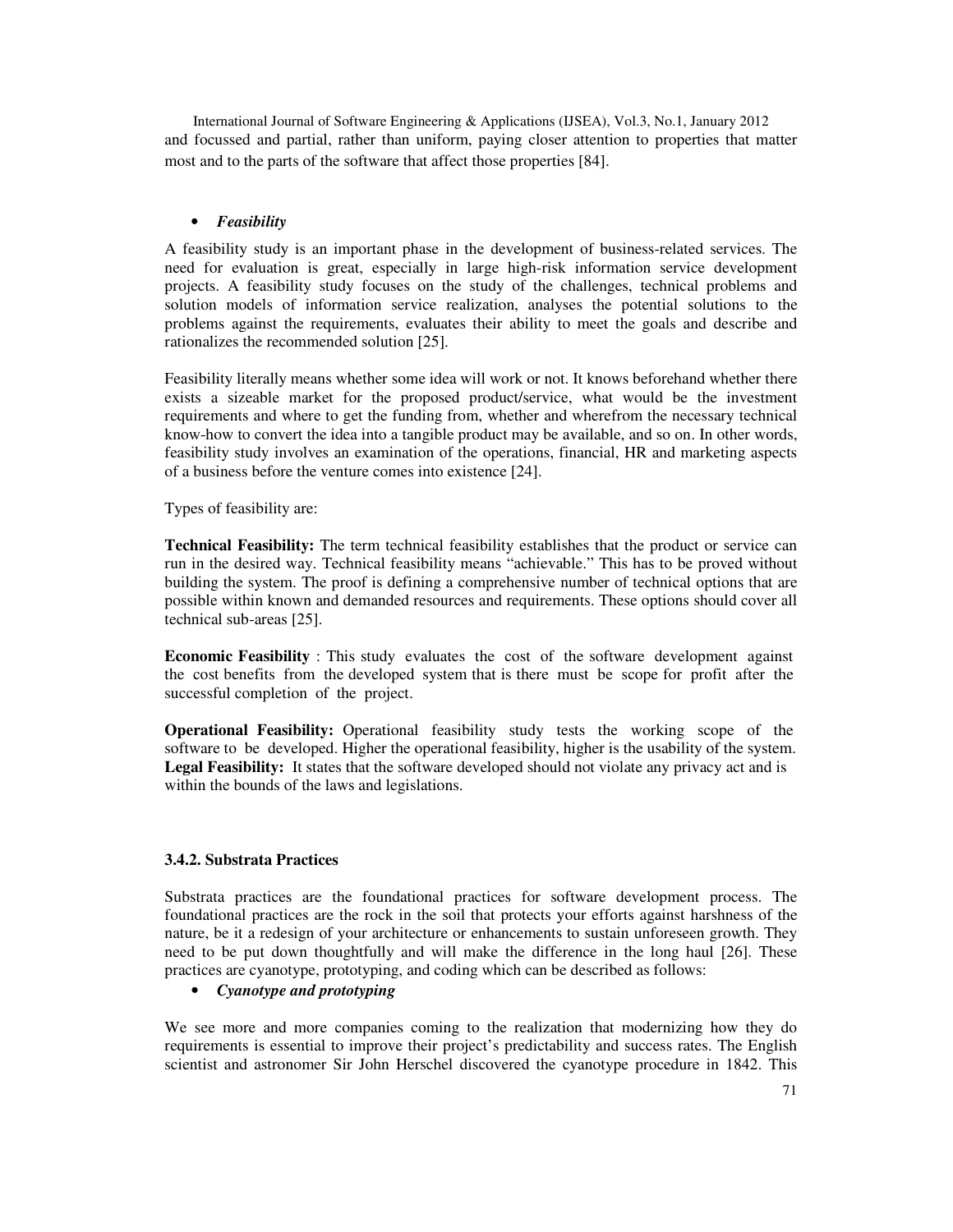and focussed and partial, rather than uniform, paying closer attention to properties that matter most and to the parts of the software that affect those properties [84].

- ***Feasibility***

A feasibility study is an important phase in the development of business-related services. The need for evaluation is great, especially in large high-risk information service development projects. A feasibility study focuses on the study of the challenges, technical problems and solution models of information service realization, analyses the potential solutions to the problems against the requirements, evaluates their ability to meet the goals and describe and rationalizes the recommended solution [25].

Feasibility literally means whether some idea will work or not. It knows beforehand whether there exists a sizeable market for the proposed product/service, what would be the investment requirements and where to get the funding from, whether and wherefrom the necessary technical know-how to convert the idea into a tangible product may be available, and so on. In other words, feasibility study involves an examination of the operations, financial, HR and marketing aspects of a business before the venture comes into existence [24].

Types of feasibility are:

**Technical Feasibility:** The term technical feasibility establishes that the product or service can run in the desired way. Technical feasibility means "achievable." This has to be proved without building the system. The proof is defining a comprehensive number of technical options that are possible within known and demanded resources and requirements. These options should cover all technical sub-areas [25].

**Economic Feasibility** : This study evaluates the cost of the software development against the cost benefits from the developed system that is there must be scope for profit after the successful completion of the project.

**Operational Feasibility:** Operational feasibility study tests the working scope of the software to be developed. Higher the operational feasibility, higher is the usability of the system.
**Legal Feasibility:** It states that the software developed should not violate any privacy act and is within the bounds of the laws and legislations.

### 3.4.2. Substrata Practices

Substrata practices are the foundational practices for software development process. The foundational practices are the rock in the soil that protects your efforts against harshness of the nature, be it a redesign of your architecture or enhancements to sustain unforeseen growth. They need to be put down thoughtfully and will make the difference in the long haul [26]. These practices are cyanotype, prototyping, and coding which can be described as follows:

- ***Cyanotype and prototyping***

We see more and more companies coming to the realization that modernizing how they do requirements is essential to improve their project's predictability and success rates. The English scientist and astronomer Sir John Herschel discovered the cyanotype procedure in 1842. This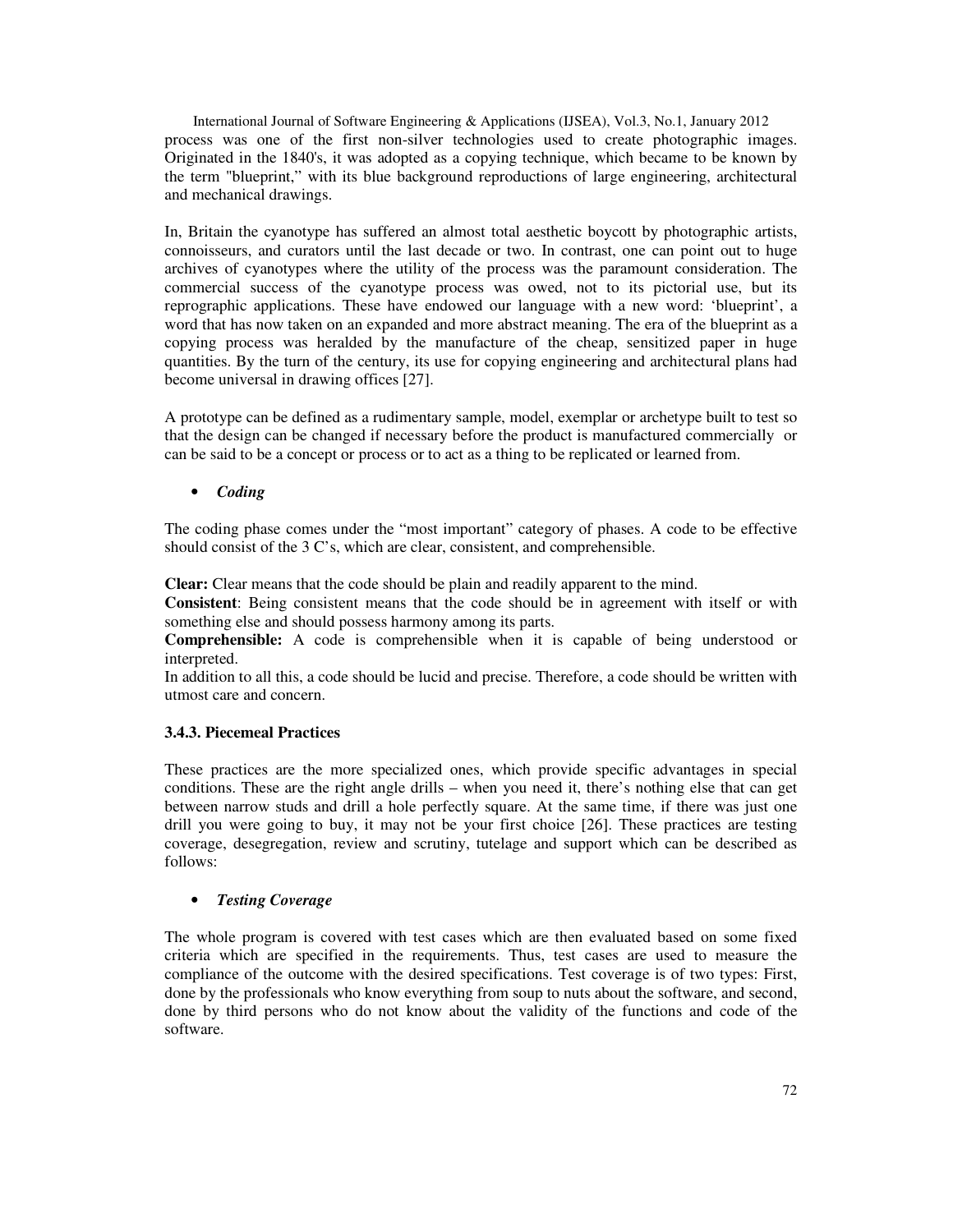process was one of the first non-silver technologies used to create photographic images. Originated in the 1840's, it was adopted as a copying technique, which became to be known by the term "blueprint," with its blue background reproductions of large engineering, architectural and mechanical drawings.

In, Britain the cyanotype has suffered an almost total aesthetic boycott by photographic artists, connoisseurs, and curators until the last decade or two. In contrast, one can point out to huge archives of cyanotypes where the utility of the process was the paramount consideration. The commercial success of the cyanotype process was owed, not to its pictorial use, but its reprographic applications. These have endowed our language with a new word: 'blueprint', a word that has now taken on an expanded and more abstract meaning. The era of the blueprint as a copying process was heralded by the manufacture of the cheap, sensitized paper in huge quantities. By the turn of the century, its use for copying engineering and architectural plans had become universal in drawing offices [27].

A prototype can be defined as a rudimentary sample, model, exemplar or archetype built to test so that the design can be changed if necessary before the product is manufactured commercially or can be said to be a concept or process or to act as a thing to be replicated or learned from.

- ***Coding***

The coding phase comes under the "most important" category of phases. A code to be effective should consist of the 3 C's, which are clear, consistent, and comprehensible.

**Clear:** Clear means that the code should be plain and readily apparent to the mind.
**Consistent**: Being consistent means that the code should be in agreement with itself or with something else and should possess harmony among its parts.
**Comprehensible:** A code is comprehensible when it is capable of being understood or interpreted.
In addition to all this, a code should be lucid and precise. Therefore, a code should be written with utmost care and concern.

### 3.4.3. Piecemeal Practices

These practices are the more specialized ones, which provide specific advantages in special conditions. These are the right angle drills – when you need it, there's nothing else that can get between narrow studs and drill a hole perfectly square. At the same time, if there was just one drill you were going to buy, it may not be your first choice [26]. These practices are testing coverage, desegregation, review and scrutiny, tutelage and support which can be described as follows:

- ***Testing Coverage***

The whole program is covered with test cases which are then evaluated based on some fixed criteria which are specified in the requirements. Thus, test cases are used to measure the compliance of the outcome with the desired specifications. Test coverage is of two types: First, done by the professionals who know everything from soup to nuts about the software, and second, done by third persons who do not know about the validity of the functions and code of the software.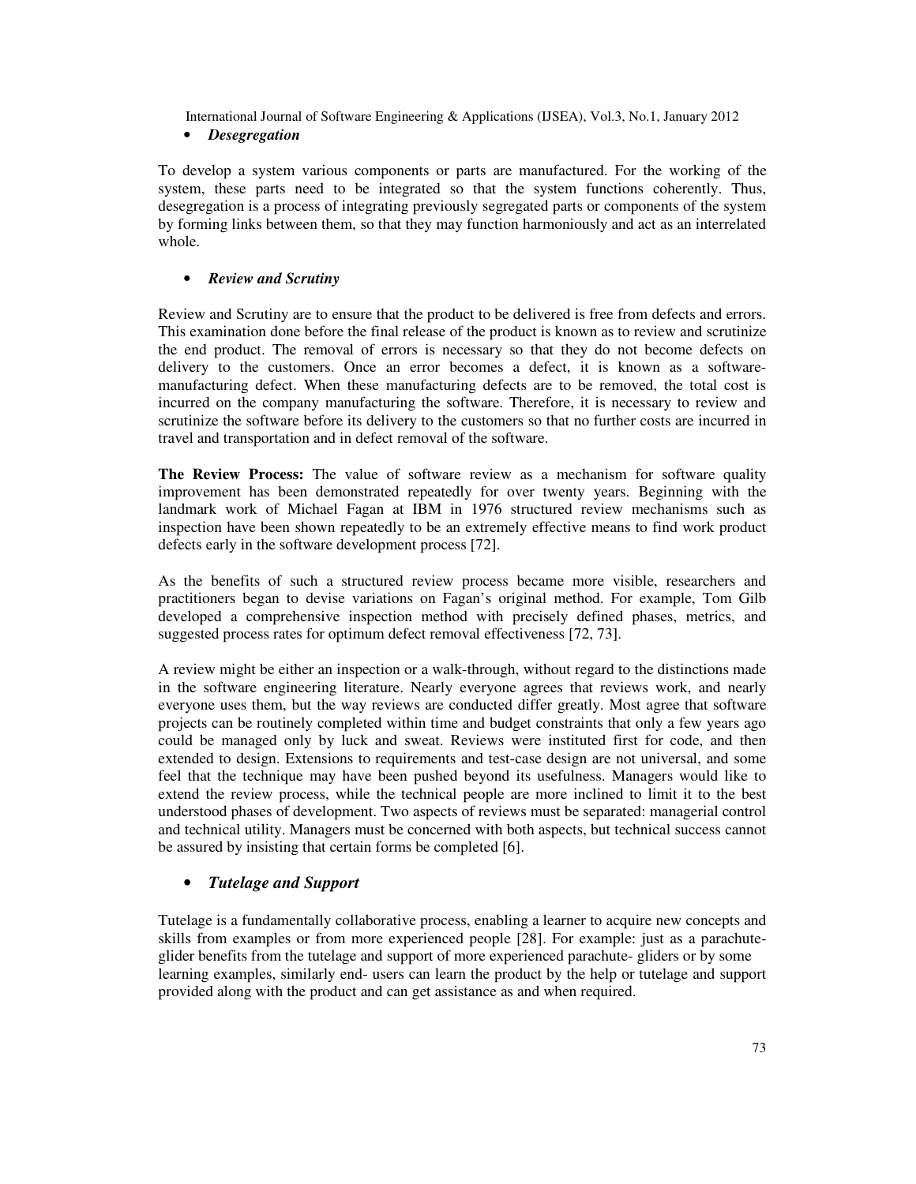- ***Desegregation***

To develop a system various components or parts are manufactured. For the working of the system, these parts need to be integrated so that the system functions coherently. Thus, desegregation is a process of integrating previously segregated parts or components of the system by forming links between them, so that they may function harmoniously and act as an interrelated whole.

- ***Review and Scrutiny***

Review and Scrutiny are to ensure that the product to be delivered is free from defects and errors. This examination done before the final release of the product is known as to review and scrutinize the end product. The removal of errors is necessary so that they do not become defects on delivery to the customers. Once an error becomes a defect, it is known as a software-manufacturing defect. When these manufacturing defects are to be removed, the total cost is incurred on the company manufacturing the software. Therefore, it is necessary to review and scrutinize the software before its delivery to the customers so that no further costs are incurred in travel and transportation and in defect removal of the software.

**The Review Process:** The value of software review as a mechanism for software quality improvement has been demonstrated repeatedly for over twenty years. Beginning with the landmark work of Michael Fagan at IBM in 1976 structured review mechanisms such as inspection have been shown repeatedly to be an extremely effective means to find work product defects early in the software development process [72].

As the benefits of such a structured review process became more visible, researchers and practitioners began to devise variations on Fagan's original method. For example, Tom Gilb developed a comprehensive inspection method with precisely defined phases, metrics, and suggested process rates for optimum defect removal effectiveness [72, 73].

A review might be either an inspection or a walk-through, without regard to the distinctions made in the software engineering literature. Nearly everyone agrees that reviews work, and nearly everyone uses them, but the way reviews are conducted differ greatly. Most agree that software projects can be routinely completed within time and budget constraints that only a few years ago could be managed only by luck and sweat. Reviews were instituted first for code, and then extended to design. Extensions to requirements and test-case design are not universal, and some feel that the technique may have been pushed beyond its usefulness. Managers would like to extend the review process, while the technical people are more inclined to limit it to the best understood phases of development. Two aspects of reviews must be separated: managerial control and technical utility. Managers must be concerned with both aspects, but technical success cannot be assured by insisting that certain forms be completed [6].

- ***Tutelage and Support***

Tutelage is a fundamentally collaborative process, enabling a learner to acquire new concepts and skills from examples or from more experienced people [28]. For example: just as a parachute-glider benefits from the tutelage and support of more experienced parachute- gliders or by some learning examples, similarly end- users can learn the product by the help or tutelage and support provided along with the product and can get assistance as and when required.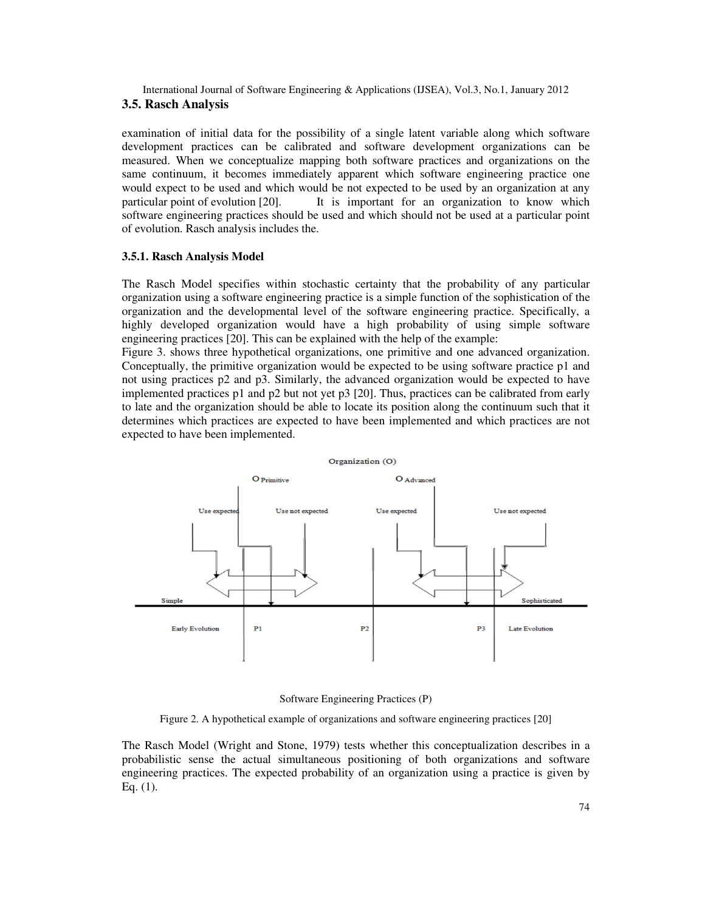### 3.5. Rasch Analysis

examination of initial data for the possibility of a single latent variable along which software development practices can be calibrated and software development organizations can be measured. When we conceptualize mapping both software practices and organizations on the same continuum, it becomes immediately apparent which software engineering practice one would expect to be used and which would be not expected to be used by an organization at any particular point of evolution [20]. It is important for an organization to know which software engineering practices should be used and which should not be used at a particular point of evolution. Rasch analysis includes the.

#### 3.5.1. Rasch Analysis Model

The Rasch Model specifies within stochastic certainty that the probability of any particular organization using a software engineering practice is a simple function of the sophistication of the organization and the developmental level of the software engineering practice. Specifically, a highly developed organization would have a high probability of using simple software engineering practices [20]. This can be explained with the help of the example:

Figure 3. shows three hypothetical organizations, one primitive and one advanced organization. Conceptually, the primitive organization would be expected to be using software practice p1 and not using practices p2 and p3. Similarly, the advanced organization would be expected to have implemented practices p1 and p2 but not yet p3 [20]. Thus, practices can be calibrated from early to late and the organization should be able to locate its position along the continuum such that it determines which practices are expected to have been implemented and which practices are not expected to have been implemented.

Organization (O)

O Primitive

O Advanced

Use expected

Use not expected

Use expected

Use not expected

Simple

Sophisticated

Early Evolution

P1

P2

P3

Late Evolution

Software Engineering Practices (P)

Figure 2. A hypothetical example of organizations and software engineering practices [20]

The Rasch Model (Wright and Stone, 1979) tests whether this conceptualization describes in a probabilistic sense the actual simultaneous positioning of both organizations and software engineering practices. The expected probability of an organization using a practice is given by Eq. (1).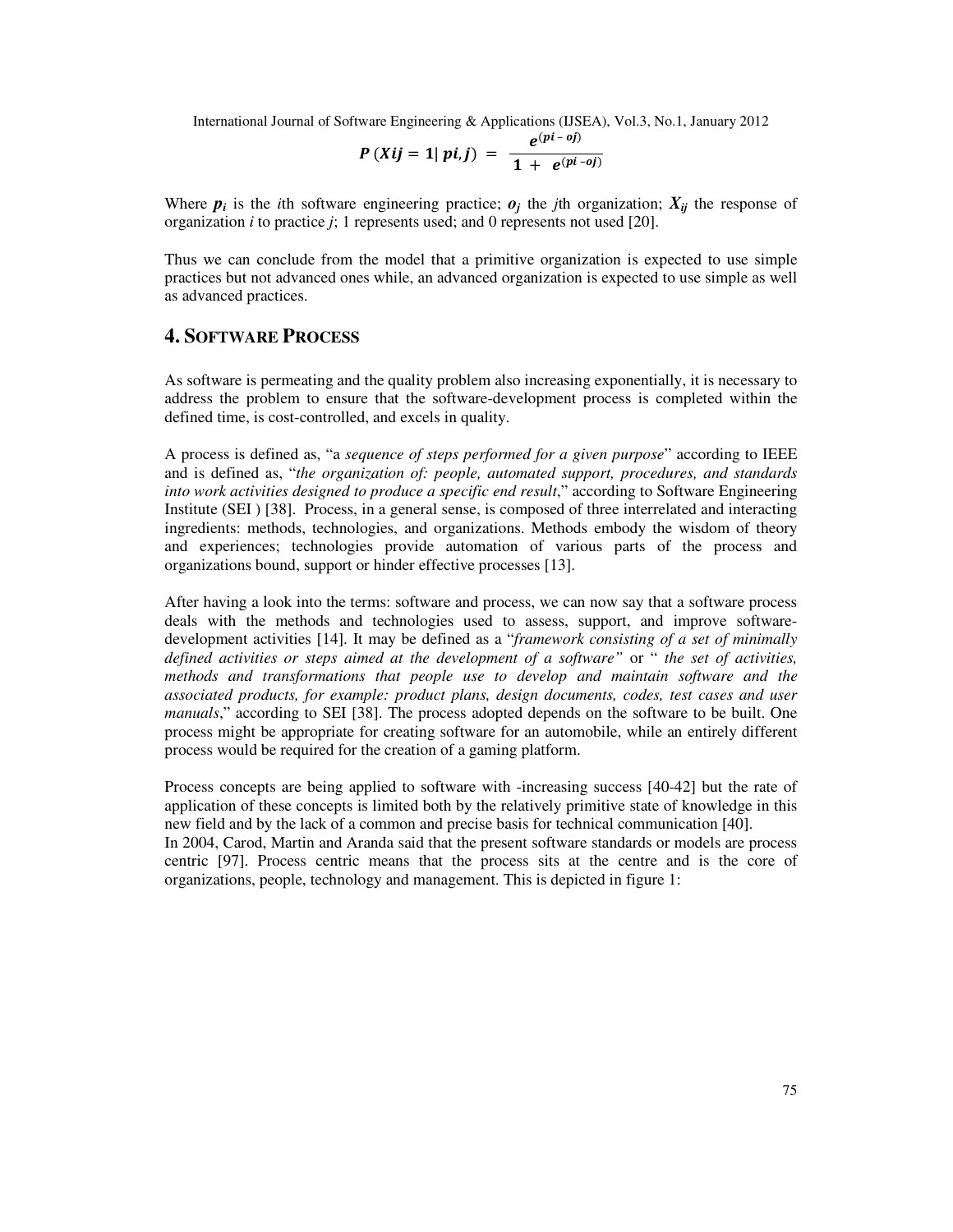$$P(Xij = 1 | pi, j) = \frac{e^{(pi - oj)}}{1 + e^{(pi - oj)}}$$

Where $p_i$ is the $i$th software engineering practice; $o_j$ the $j$th organization; $X_{ij}$ the response of organization $i$ to practice $j$; 1 represents used; and 0 represents not used [20].

Thus we can conclude from the model that a primitive organization is expected to use simple practices but not advanced ones while, an advanced organization is expected to use simple as well as advanced practices.

## 4. SOFTWARE PROCESS

As software is permeating and the quality problem also increasing exponentially, it is necessary to address the problem to ensure that the software-development process is completed within the defined time, is cost-controlled, and excels in quality.

A process is defined as, "a *sequence of steps performed for a given purpose*" according to IEEE and is defined as, "*the organization of: people, automated support, procedures, and standards into work activities designed to produce a specific end result*," according to Software Engineering Institute (SEI ) [38]. Process, in a general sense, is composed of three interrelated and interacting ingredients: methods, technologies, and organizations. Methods embody the wisdom of theory and experiences; technologies provide automation of various parts of the process and organizations bound, support or hinder effective processes [13].

After having a look into the terms: software and process, we can now say that a software process deals with the methods and technologies used to assess, support, and improve software-development activities [14]. It may be defined as a "*framework consisting of a set of minimally defined activities or steps aimed at the development of a software"* or " *the set of activities, methods and transformations that people use to develop and maintain software and the associated products, for example: product plans, design documents, codes, test cases and user manuals*," according to SEI [38]. The process adopted depends on the software to be built. One process might be appropriate for creating software for an automobile, while an entirely different process would be required for the creation of a gaming platform.

Process concepts are being applied to software with -increasing success [40-42] but the rate of application of these concepts is limited both by the relatively primitive state of knowledge in this new field and by the lack of a common and precise basis for technical communication [40].

In 2004, Carod, Martin and Aranda said that the present software standards or models are process centric [97]. Process centric means that the process sits at the centre and is the core of organizations, people, technology and management. This is depicted in figure 1: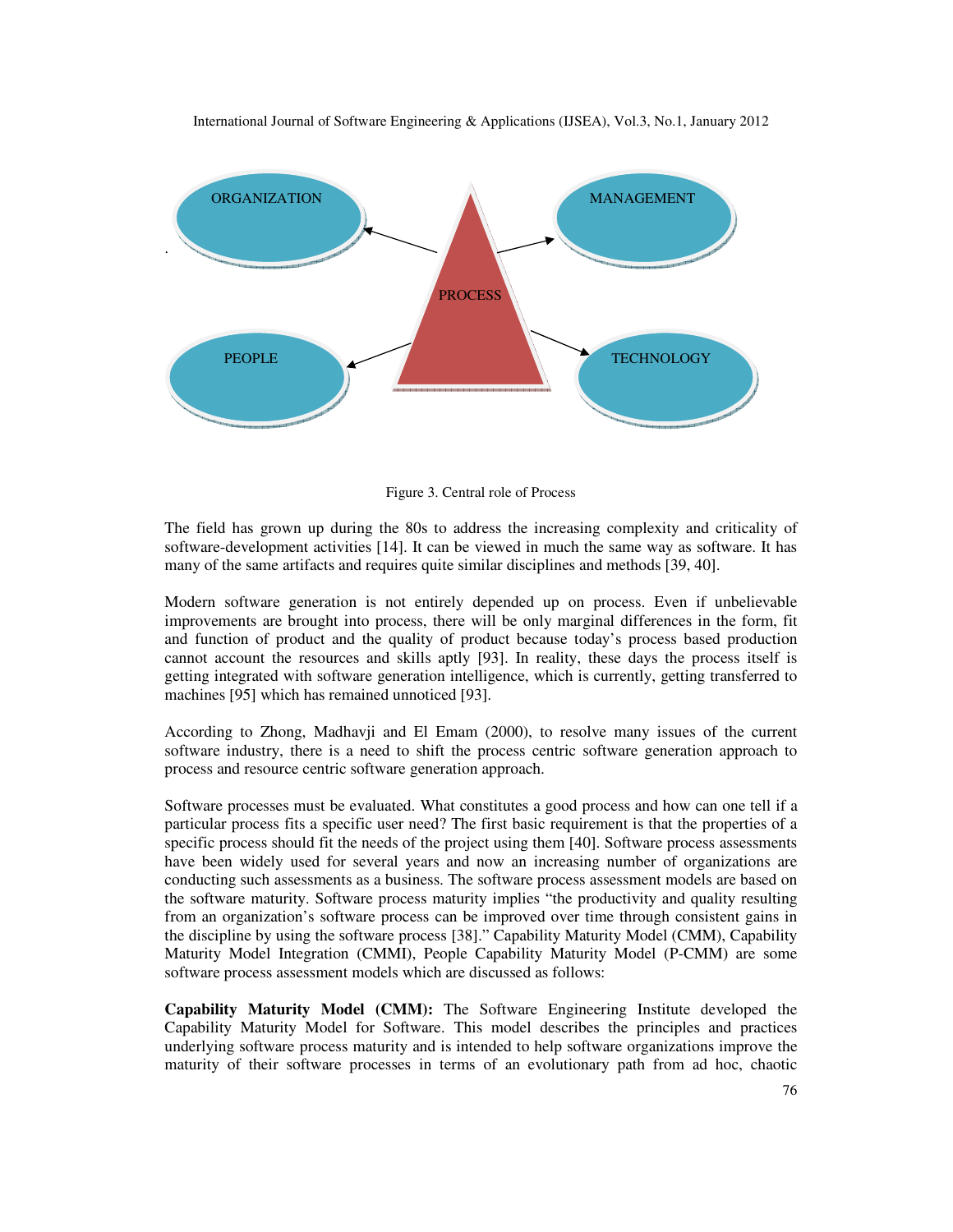ORGANIZATION

MANAGEMENT

PROCESS

PEOPLE

TECHNOLOGY

Figure 3. Central role of Process

The field has grown up during the 80s to address the increasing complexity and criticality of software-development activities [14]. It can be viewed in much the same way as software. It has many of the same artifacts and requires quite similar disciplines and methods [39, 40].

Modern software generation is not entirely depended up on process. Even if unbelievable improvements are brought into process, there will be only marginal differences in the form, fit and function of product and the quality of product because today's process based production cannot account the resources and skills aptly [93]. In reality, these days the process itself is getting integrated with software generation intelligence, which is currently, getting transferred to machines [95] which has remained unnoticed [93].

According to Zhong, Madhavji and El Emam (2000), to resolve many issues of the current software industry, there is a need to shift the process centric software generation approach to process and resource centric software generation approach.

Software processes must be evaluated. What constitutes a good process and how can one tell if a particular process fits a specific user need? The first basic requirement is that the properties of a specific process should fit the needs of the project using them [40]. Software process assessments have been widely used for several years and now an increasing number of organizations are conducting such assessments as a business. The software process assessment models are based on the software maturity. Software process maturity implies "the productivity and quality resulting from an organization's software process can be improved over time through consistent gains in the discipline by using the software process [38]." Capability Maturity Model (CMM), Capability Maturity Model Integration (CMMI), People Capability Maturity Model (P-CMM) are some software process assessment models which are discussed as follows:

**Capability Maturity Model (CMM):** The Software Engineering Institute developed the Capability Maturity Model for Software. This model describes the principles and practices underlying software process maturity and is intended to help software organizations improve the maturity of their software processes in terms of an evolutionary path from ad hoc, chaotic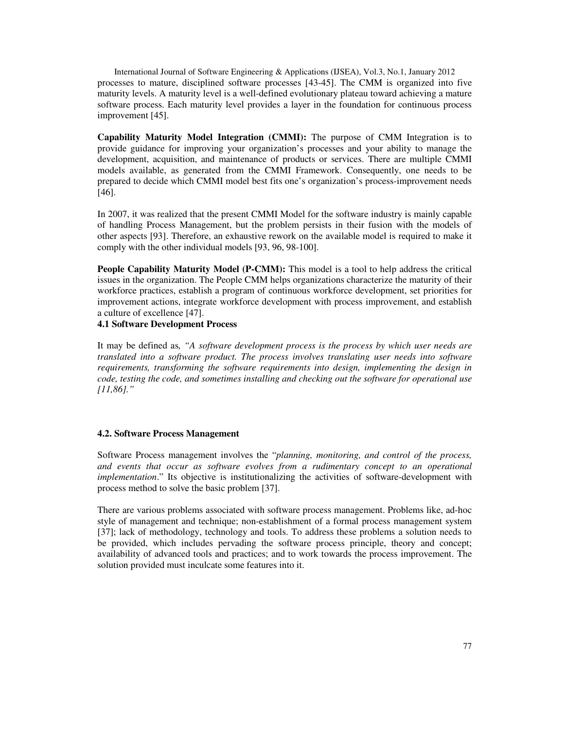processes to mature, disciplined software processes [43-45]. The CMM is organized into five maturity levels. A maturity level is a well-defined evolutionary plateau toward achieving a mature software process. Each maturity level provides a layer in the foundation for continuous process improvement [45].

**Capability Maturity Model Integration (CMMI):** The purpose of CMM Integration is to provide guidance for improving your organization's processes and your ability to manage the development, acquisition, and maintenance of products or services. There are multiple CMMI models available, as generated from the CMMI Framework. Consequently, one needs to be prepared to decide which CMMI model best fits one's organization's process-improvement needs [46].

In 2007, it was realized that the present CMMI Model for the software industry is mainly capable of handling Process Management, but the problem persists in their fusion with the models of other aspects [93]. Therefore, an exhaustive rework on the available model is required to make it comply with the other individual models [93, 96, 98-100].

**People Capability Maturity Model (P-CMM):** This model is a tool to help address the critical issues in the organization. The People CMM helps organizations characterize the maturity of their workforce practices, establish a program of continuous workforce development, set priorities for improvement actions, integrate workforce development with process improvement, and establish a culture of excellence [47].

### 4.1 Software Development Process

It may be defined as*, "A software development process is the process by which user needs are translated into a software product. The process involves translating user needs into software requirements, transforming the software requirements into design, implementing the design in code, testing the code, and sometimes installing and checking out the software for operational use [11,86]."*

### 4.2. Software Process Management

Software Process management involves the "*planning, monitoring, and control of the process, and events that occur as software evolves from a rudimentary concept to an operational implementation*." Its objective is institutionalizing the activities of software-development with process method to solve the basic problem [37].

There are various problems associated with software process management. Problems like, ad-hoc style of management and technique; non-establishment of a formal process management system [37]; lack of methodology, technology and tools. To address these problems a solution needs to be provided, which includes pervading the software process principle, theory and concept; availability of advanced tools and practices; and to work towards the process improvement. The solution provided must inculcate some features into it.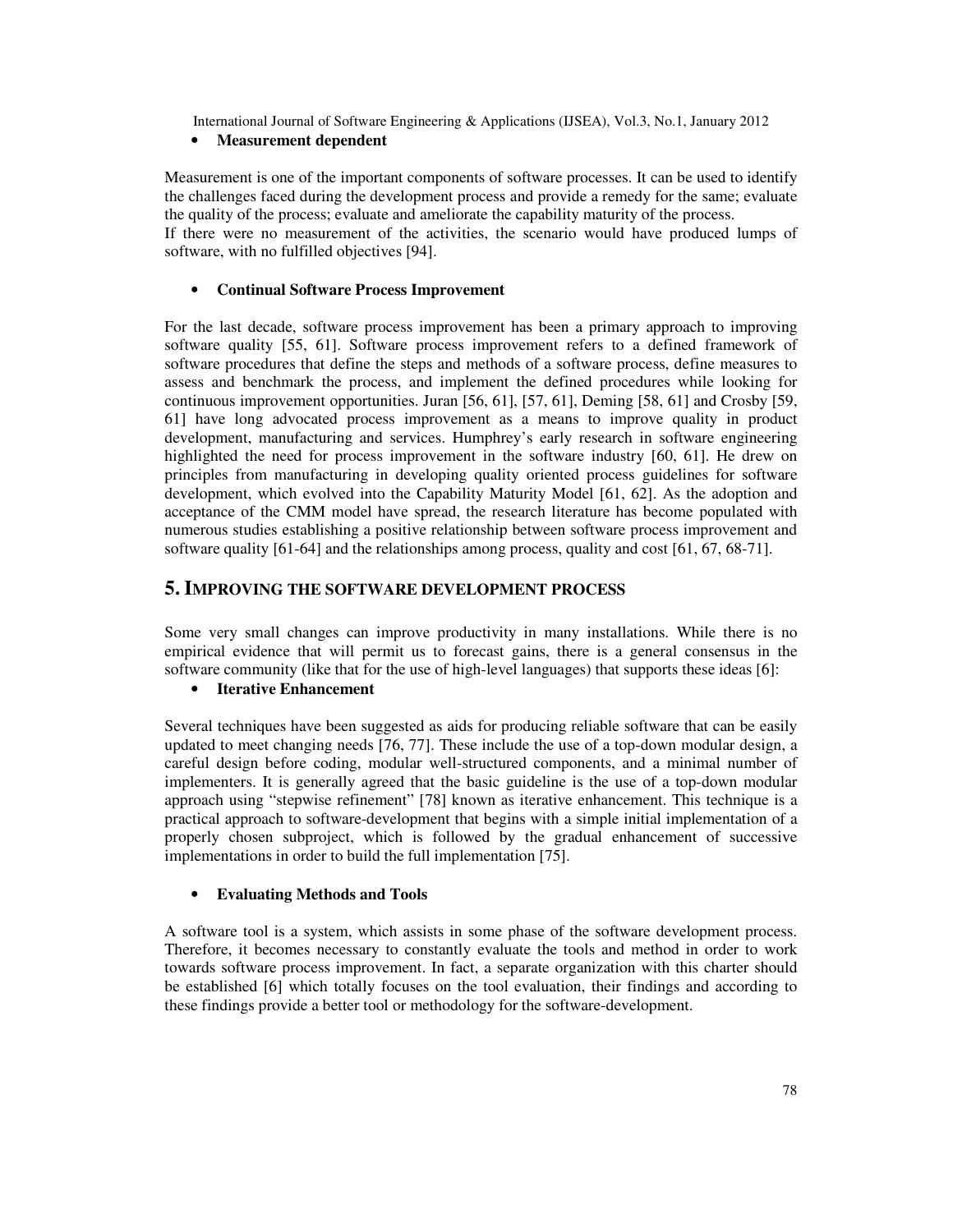- **Measurement dependent**

Measurement is one of the important components of software processes. It can be used to identify the challenges faced during the development process and provide a remedy for the same; evaluate the quality of the process; evaluate and ameliorate the capability maturity of the process.
If there were no measurement of the activities, the scenario would have produced lumps of software, with no fulfilled objectives [94].

- **Continual Software Process Improvement**

For the last decade, software process improvement has been a primary approach to improving software quality [55, 61]. Software process improvement refers to a defined framework of software procedures that define the steps and methods of a software process, define measures to assess and benchmark the process, and implement the defined procedures while looking for continuous improvement opportunities. Juran [56, 61], [57, 61], Deming [58, 61] and Crosby [59, 61] have long advocated process improvement as a means to improve quality in product development, manufacturing and services. Humphrey's early research in software engineering highlighted the need for process improvement in the software industry [60, 61]. He drew on principles from manufacturing in developing quality oriented process guidelines for software development, which evolved into the Capability Maturity Model [61, 62]. As the adoption and acceptance of the CMM model have spread, the research literature has become populated with numerous studies establishing a positive relationship between software process improvement and software quality [61-64] and the relationships among process, quality and cost [61, 67, 68-71].

## 5. IMPROVING THE SOFTWARE DEVELOPMENT PROCESS

Some very small changes can improve productivity in many installations. While there is no empirical evidence that will permit us to forecast gains, there is a general consensus in the software community (like that for the use of high-level languages) that supports these ideas [6]:

- **Iterative Enhancement**

Several techniques have been suggested as aids for producing reliable software that can be easily updated to meet changing needs [76, 77]. These include the use of a top-down modular design, a careful design before coding, modular well-structured components, and a minimal number of implementers. It is generally agreed that the basic guideline is the use of a top-down modular approach using "stepwise refinement" [78] known as iterative enhancement. This technique is a practical approach to software-development that begins with a simple initial implementation of a properly chosen subproject, which is followed by the gradual enhancement of successive implementations in order to build the full implementation [75].

- **Evaluating Methods and Tools**

A software tool is a system, which assists in some phase of the software development process. Therefore, it becomes necessary to constantly evaluate the tools and method in order to work towards software process improvement. In fact, a separate organization with this charter should be established [6] which totally focuses on the tool evaluation, their findings and according to these findings provide a better tool or methodology for the software-development.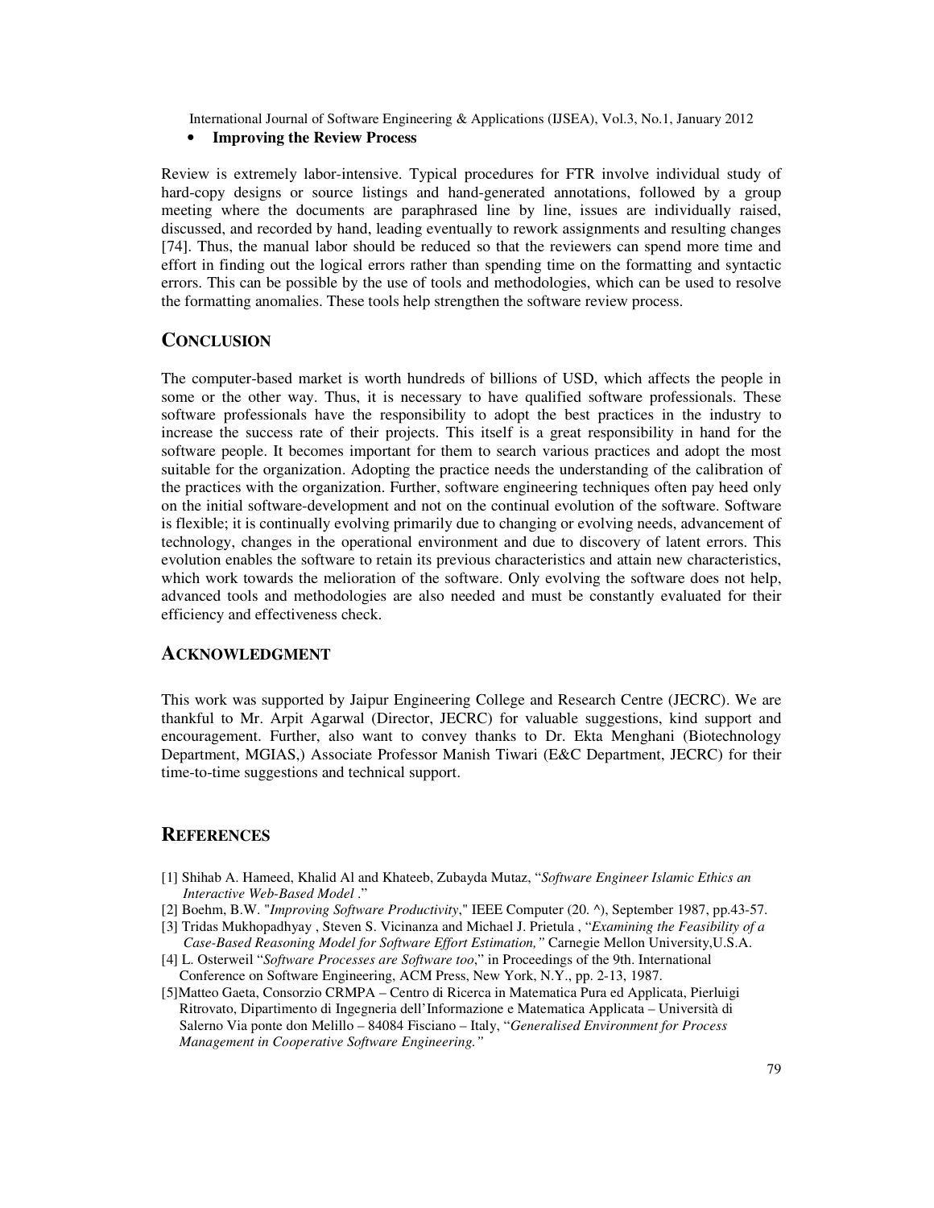- **Improving the Review Process**

Review is extremely labor-intensive. Typical procedures for FTR involve individual study of hard-copy designs or source listings and hand-generated annotations, followed by a group meeting where the documents are paraphrased line by line, issues are individually raised, discussed, and recorded by hand, leading eventually to rework assignments and resulting changes [74]. Thus, the manual labor should be reduced so that the reviewers can spend more time and effort in finding out the logical errors rather than spending time on the formatting and syntactic errors. This can be possible by the use of tools and methodologies, which can be used to resolve the formatting anomalies. These tools help strengthen the software review process.

## CONCLUSION

The computer-based market is worth hundreds of billions of USD, which affects the people in some or the other way. Thus, it is necessary to have qualified software professionals. These software professionals have the responsibility to adopt the best practices in the industry to increase the success rate of their projects. This itself is a great responsibility in hand for the software people. It becomes important for them to search various practices and adopt the most suitable for the organization. Adopting the practice needs the understanding of the calibration of the practices with the organization. Further, software engineering techniques often pay heed only on the initial software-development and not on the continual evolution of the software. Software is flexible; it is continually evolving primarily due to changing or evolving needs, advancement of technology, changes in the operational environment and due to discovery of latent errors. This evolution enables the software to retain its previous characteristics and attain new characteristics, which work towards the melioration of the software. Only evolving the software does not help, advanced tools and methodologies are also needed and must be constantly evaluated for their efficiency and effectiveness check.

## ACKNOWLEDGMENT

This work was supported by Jaipur Engineering College and Research Centre (JECRC). We are thankful to Mr. Arpit Agarwal (Director, JECRC) for valuable suggestions, kind support and encouragement. Further, also want to convey thanks to Dr. Ekta Menghani (Biotechnology Department, MGIAS,) Associate Professor Manish Tiwari (E&C Department, JECRC) for their time-to-time suggestions and technical support.

## REFERENCES

[1] Shihab A. Hameed, Khalid Al and Khateeb, Zubayda Mutaz, "*Software Engineer Islamic Ethics an Interactive Web-Based Model* ."

[2] Boehm, B.W. "*Improving Software Productivity*," IEEE Computer (20. ^), September 1987, pp.43-57.

[3] Tridas Mukhopadhyay , Steven S. Vicinanza and Michael J. Prietula , "*Examining the Feasibility of a Case-Based Reasoning Model for Software Effort Estimation,"* Carnegie Mellon University,U.S.A.

[4] L. Osterweil "*Software Processes are Software too*," in Proceedings of the 9th. International Conference on Software Engineering, ACM Press, New York, N.Y., pp. 2-13, 1987.

[5]Matteo Gaeta, Consorzio CRMPA – Centro di Ricerca in Matematica Pura ed Applicata, Pierluigi Ritrovato, Dipartimento di Ingegneria dell'Informazione e Matematica Applicata – Università di Salerno Via ponte don Melillo – 84084 Fisciano – Italy, "*Generalised Environment for Process Management in Cooperative Software Engineering."*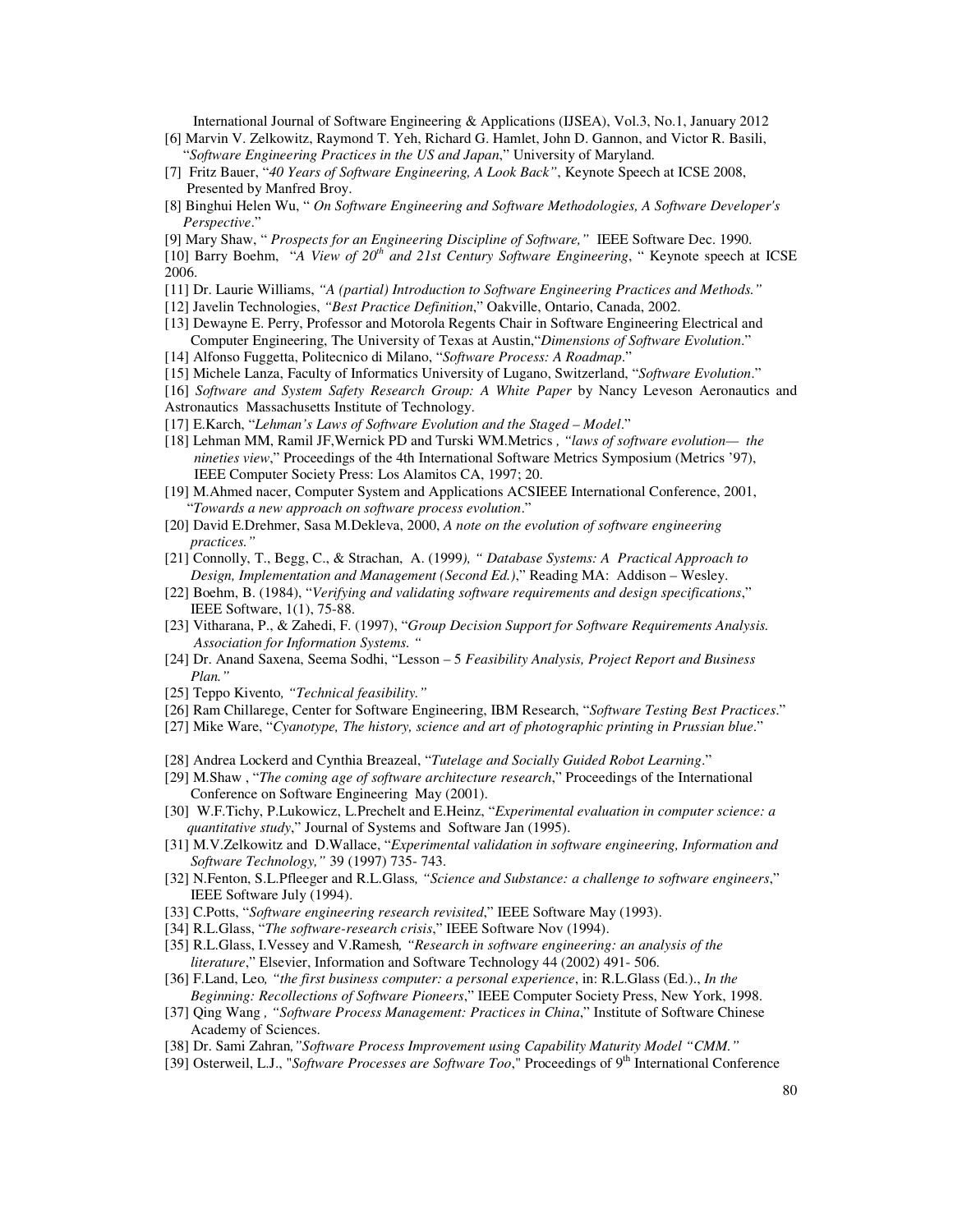[6] Marvin V. Zelkowitz, Raymond T. Yeh, Richard G. Hamlet, John D. Gannon, and Victor R. Basili, "*Software Engineering Practices in the US and Japan*," University of Maryland.

[7] Fritz Bauer, "*40 Years of Software Engineering, A Look Back"*, Keynote Speech at ICSE 2008, Presented by Manfred Broy.

[8] Binghui Helen Wu, " *On Software Engineering and Software Methodologies, A Software Developer's Perspective*."

[9] Mary Shaw, " *Prospects for an Engineering Discipline of Software,"* IEEE Software Dec. 1990.

[10] Barry Boehm, *"A View of 20th and 21st Century Software Engineering*, " Keynote speech at ICSE 2006.

[11] Dr. Laurie Williams, *"A (partial) Introduction to Software Engineering Practices and Methods."*

[12] Javelin Technologies, *"Best Practice Definition*," Oakville, Ontario, Canada, 2002.

[13] Dewayne E. Perry, Professor and Motorola Regents Chair in Software Engineering Electrical and Computer Engineering, The University of Texas at Austin,"*Dimensions of Software Evolution*."

[14] Alfonso Fuggetta, Politecnico di Milano, "*Software Process: A Roadmap*."

[15] Michele Lanza, Faculty of Informatics University of Lugano, Switzerland, "*Software Evolution*."

[16] *Software and System Safety Research Group: A White Paper* by Nancy Leveson Aeronautics and Astronautics Massachusetts Institute of Technology.

[17] E.Karch, "*Lehman's Laws of Software Evolution and the Staged – Model*."

[18] Lehman MM, Ramil JF,Wernick PD and Turski WM.Metrics *, "laws of software evolution— the nineties view*," Proceedings of the 4th International Software Metrics Symposium (Metrics '97), IEEE Computer Society Press: Los Alamitos CA, 1997; 20.

[19] M.Ahmed nacer, Computer System and Applications ACSIEEE International Conference, 2001, "*Towards a new approach on software process evolution*."

[20] David E.Drehmer, Sasa M.Dekleva, 2000, *A note on the evolution of software engineering practices."*

[21] Connolly, T., Begg, C., & Strachan, A. (1999*), " Database Systems: A Practical Approach to Design, Implementation and Management (Second Ed.)*," Reading MA: Addison – Wesley.

[22] Boehm, B. (1984), "*Verifying and validating software requirements and design specifications*," IEEE Software, 1(1), 75-88.

[23] Vitharana, P., & Zahedi, F. (1997), "*Group Decision Support for Software Requirements Analysis. Association for Information Systems. "*

[24] Dr. Anand Saxena, Seema Sodhi, "Lesson – 5 *Feasibility Analysis, Project Report and Business Plan."*

[25] Teppo Kivento*, "Technical feasibility."*

[26] Ram Chillarege, Center for Software Engineering, IBM Research, "*Software Testing Best Practices*."

[27] Mike Ware, "*Cyanotype, The history, science and art of photographic printing in Prussian blue*."

[28] Andrea Lockerd and Cynthia Breazeal, "*Tutelage and Socially Guided Robot Learning*."

[29] M.Shaw , "*The coming age of software architecture research*," Proceedings of the International Conference on Software Engineering May (2001).

[30] W.F.Tichy, P.Lukowicz, L.Prechelt and E.Heinz, "*Experimental evaluation in computer science: a quantitative study*," Journal of Systems and Software Jan (1995).

[31] M.V.Zelkowitz and D.Wallace, "*Experimental validation in software engineering, Information and Software Technology,"* 39 (1997) 735- 743.

[32] N.Fenton, S.L.Pfleeger and R.L.Glass*, "Science and Substance: a challenge to software engineers*," IEEE Software July (1994).

[33] C.Potts, "*Software engineering research revisited*," IEEE Software May (1993).

[34] R.L.Glass, "*The software-research crisis*," IEEE Software Nov (1994).

[35] R.L.Glass, I.Vessey and V.Ramesh*, "Research in software engineering: an analysis of the literature*," Elsevier, Information and Software Technology 44 (2002) 491- 506.

[36] F.Land, Leo*, "the first business computer: a personal experience*, in: R.L.Glass (Ed.)., *In the Beginning: Recollections of Software Pioneers*," IEEE Computer Society Press, New York, 1998.

[37] Qing Wang *, "Software Process Management: Practices in China*," Institute of Software Chinese Academy of Sciences.

[38] Dr. Sami Zahran*,"Software Process Improvement using Capability Maturity Model "CMM."*

[39] Osterweil, L.J., "*Software Processes are Software Too*," Proceedings of 9th International Conference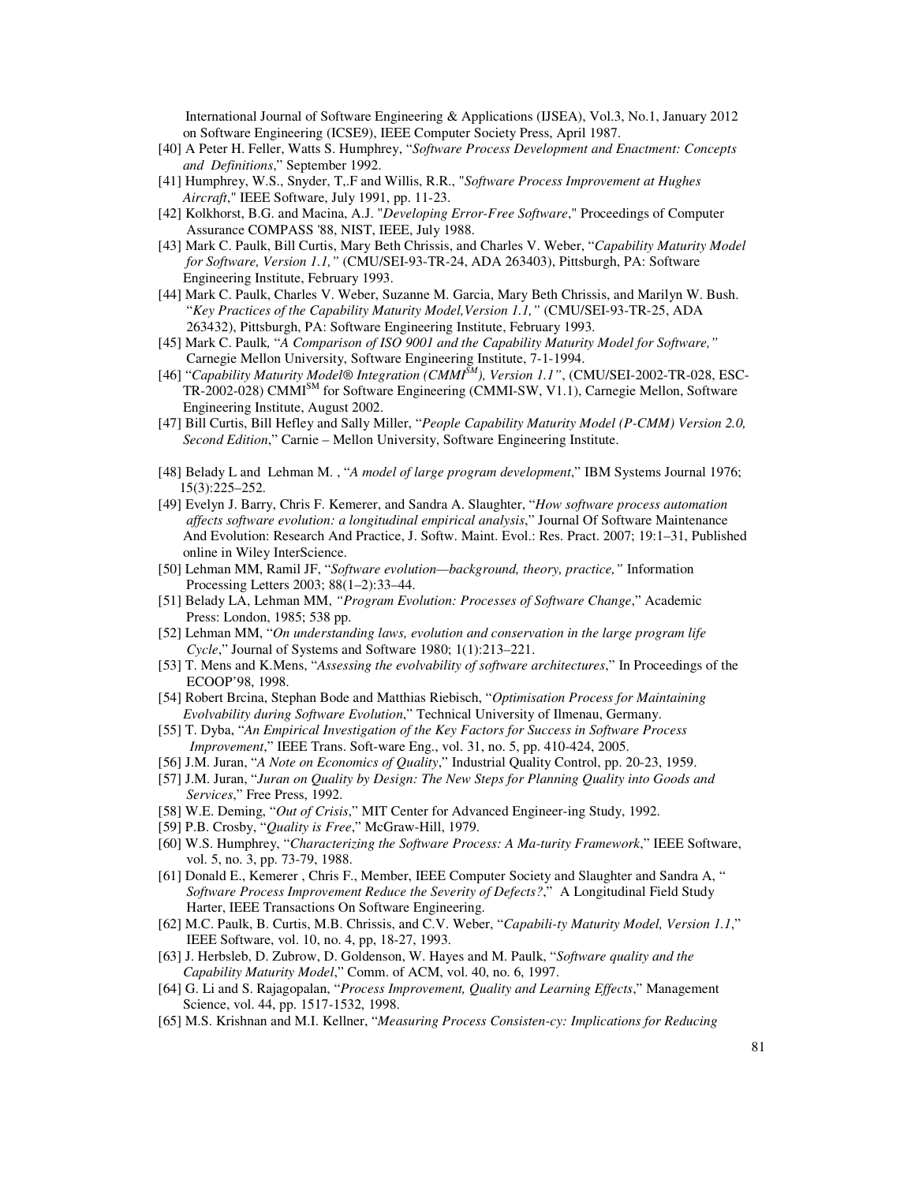on Software Engineering (ICSE9), IEEE Computer Society Press, April 1987.

[40] A Peter H. Feller, Watts S. Humphrey, "*Software Process Development and Enactment: Concepts and Definitions*," September 1992.

[41] Humphrey, W.S., Snyder, T,.F and Willis, R.R., "*Software Process Improvement at Hughes Aircraft*," IEEE Software, July 1991, pp. 11-23.

[42] Kolkhorst, B.G. and Macina, A.J. "*Developing Error-Free Software*," Proceedings of Computer Assurance COMPASS '88, NIST, IEEE, July 1988.

[43] Mark C. Paulk, Bill Curtis, Mary Beth Chrissis, and Charles V. Weber, "*Capability Maturity Model for Software, Version 1.1,"* (CMU/SEI-93-TR-24, ADA 263403), Pittsburgh, PA: Software Engineering Institute, February 1993.

[44] Mark C. Paulk, Charles V. Weber, Suzanne M. Garcia, Mary Beth Chrissis, and Marilyn W. Bush. "*Key Practices of the Capability Maturity Model,Version 1.1,"* (CMU/SEI-93-TR-25, ADA 263432), Pittsburgh, PA: Software Engineering Institute, February 1993.

[45] Mark C. Paulk*, "A Comparison of ISO 9001 and the Capability Maturity Model for Software,"* Carnegie Mellon University, Software Engineering Institute, 7-1-1994.

[46] "*Capability Maturity Model® Integration (CMMI*$^{SM}$*), Version 1.1"*, (CMU/SEI-2002-TR-028, ESC-TR-2002-028) CMMI$^{SM}$ for Software Engineering (CMMI-SW, V1.1), Carnegie Mellon, Software Engineering Institute, August 2002.

[47] Bill Curtis, Bill Hefley and Sally Miller, "*People Capability Maturity Model (P-CMM) Version 2.0, Second Edition*," Carnie – Mellon University, Software Engineering Institute.

[48] Belady L and Lehman M. , "*A model of large program development*," IBM Systems Journal 1976; 15(3):225–252.

[49] Evelyn J. Barry, Chris F. Kemerer, and Sandra A. Slaughter, "*How software process automation affects software evolution: a longitudinal empirical analysis*," Journal Of Software Maintenance And Evolution: Research And Practice, J. Softw. Maint. Evol.: Res. Pract. 2007; 19:1–31, Published online in Wiley InterScience.

[50] Lehman MM, Ramil JF, "*Software evolution—background, theory, practice,"* Information Processing Letters 2003; 88(1–2):33–44.

[51] Belady LA, Lehman MM, *"Program Evolution: Processes of Software Change*," Academic Press: London, 1985; 538 pp.

[52] Lehman MM, "*On understanding laws, evolution and conservation in the large program life Cycle*," Journal of Systems and Software 1980; 1(1):213–221.

[53] T. Mens and K.Mens, "*Assessing the evolvability of software architectures*," In Proceedings of the ECOOP'98, 1998.

[54] Robert Brcina, Stephan Bode and Matthias Riebisch, "*Optimisation Process for Maintaining Evolvability during Software Evolution*," Technical University of Ilmenau, Germany.

[55] T. Dyba, "*An Empirical Investigation of the Key Factors for Success in Software Process Improvement*," IEEE Trans. Soft-ware Eng., vol. 31, no. 5, pp. 410-424, 2005.

[56] J.M. Juran, "*A Note on Economics of Quality*," Industrial Quality Control, pp. 20-23, 1959.

[57] J.M. Juran, "*Juran on Quality by Design: The New Steps for Planning Quality into Goods and Services*," Free Press, 1992.

[58] W.E. Deming, "*Out of Crisis*," MIT Center for Advanced Engineer-ing Study, 1992.

[59] P.B. Crosby, "*Quality is Free*," McGraw-Hill, 1979.

[60] W.S. Humphrey, "*Characterizing the Software Process: A Ma-turity Framework*," IEEE Software, vol. 5, no. 3, pp. 73-79, 1988.

[61] Donald E., Kemerer , Chris F., Member, IEEE Computer Society and Slaughter and Sandra A, " *Software Process Improvement Reduce the Severity of Defects?*," A Longitudinal Field Study Harter, IEEE Transactions On Software Engineering.

[62] M.C. Paulk, B. Curtis, M.B. Chrissis, and C.V. Weber, "*Capabili-ty Maturity Model, Version 1.1*," IEEE Software, vol. 10, no. 4, pp, 18-27, 1993.

[63] J. Herbsleb, D. Zubrow, D. Goldenson, W. Hayes and M. Paulk, "*Software quality and the Capability Maturity Model*," Comm. of ACM, vol. 40, no. 6, 1997.

[64] G. Li and S. Rajagopalan, "*Process Improvement, Quality and Learning Effects*," Management Science, vol. 44, pp. 1517-1532, 1998.

[65] M.S. Krishnan and M.I. Kellner, "*Measuring Process Consisten-cy: Implications for Reducing*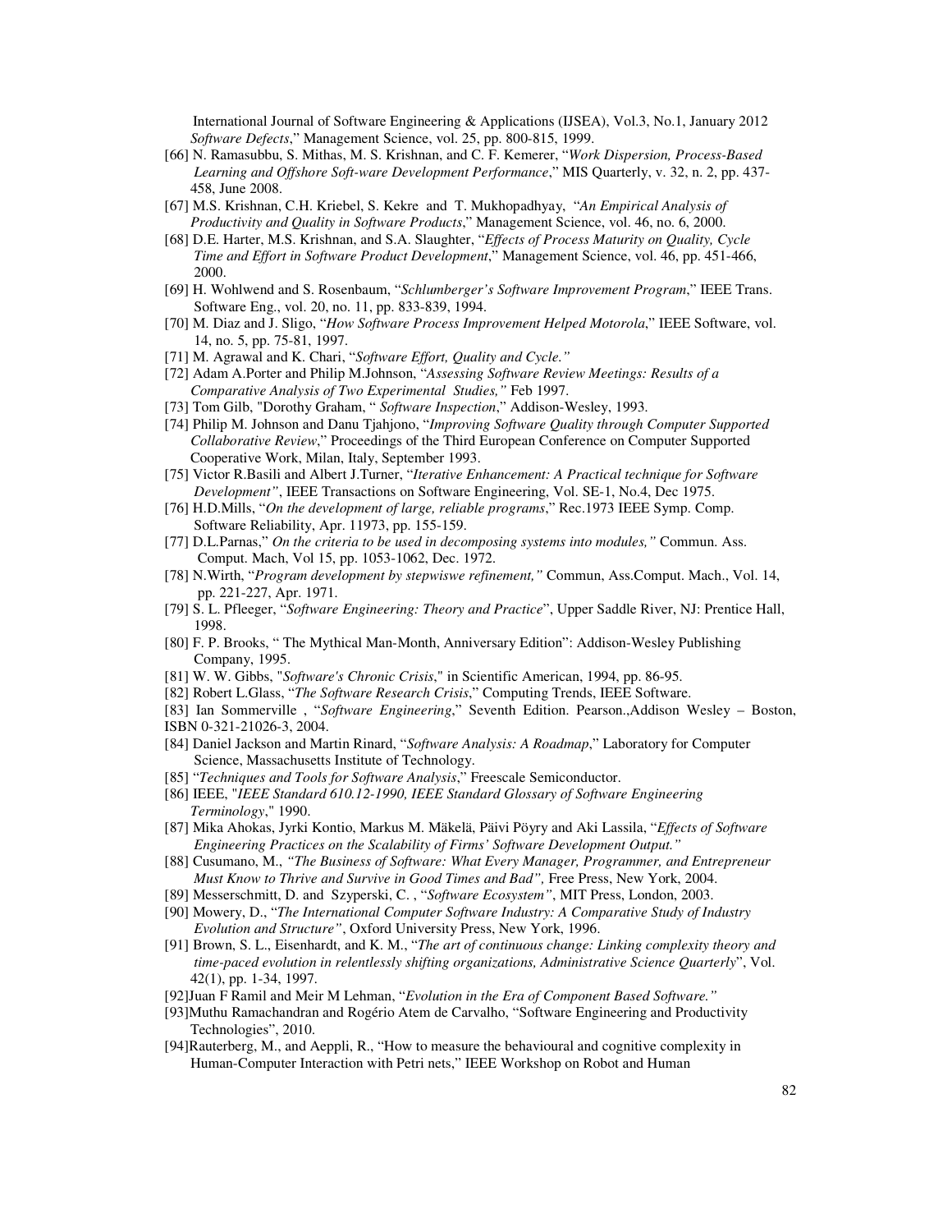*Software Defects*," Management Science, vol. 25, pp. 800-815, 1999.

[66] N. Ramasubbu, S. Mithas, M. S. Krishnan, and C. F. Kemerer, "*Work Dispersion, Process-Based Learning and Offshore Soft-ware Development Performance*," MIS Quarterly, v. 32, n. 2, pp. 437-458, June 2008.

[67] M.S. Krishnan, C.H. Kriebel, S. Kekre and T. Mukhopadhyay, "*An Empirical Analysis of Productivity and Quality in Software Products*," Management Science, vol. 46, no. 6, 2000.

[68] D.E. Harter, M.S. Krishnan, and S.A. Slaughter, "*Effects of Process Maturity on Quality, Cycle Time and Effort in Software Product Development*," Management Science, vol. 46, pp. 451-466, 2000.

[69] H. Wohlwend and S. Rosenbaum, "*Schlumberger's Software Improvement Program*," IEEE Trans. Software Eng., vol. 20, no. 11, pp. 833-839, 1994.

[70] M. Diaz and J. Sligo, "*How Software Process Improvement Helped Motorola*," IEEE Software, vol. 14, no. 5, pp. 75-81, 1997.

[71] M. Agrawal and K. Chari, "*Software Effort, Quality and Cycle.*"

[72] Adam A.Porter and Philip M.Johnson, "*Assessing Software Review Meetings: Results of a Comparative Analysis of Two Experimental Studies,*" Feb 1997.

[73] Tom Gilb, "Dorothy Graham, " *Software Inspection*," Addison-Wesley, 1993.

[74] Philip M. Johnson and Danu Tjahjono, "*Improving Software Quality through Computer Supported Collaborative Review*," Proceedings of the Third European Conference on Computer Supported Cooperative Work, Milan, Italy, September 1993.

[75] Victor R.Basili and Albert J.Turner, "*Iterative Enhancement: A Practical technique for Software Development"*, IEEE Transactions on Software Engineering, Vol. SE-1, No.4, Dec 1975.

[76] H.D.Mills, "*On the development of large, reliable programs*," Rec.1973 IEEE Symp. Comp. Software Reliability, Apr. 11973, pp. 155-159.

[77] D.L.Parnas," *On the criteria to be used in decomposing systems into modules,"* Commun. Ass. Comput. Mach, Vol 15, pp. 1053-1062, Dec. 1972.

[78] N.Wirth, "*Program development by stepwiswe refinement,"* Commun, Ass.Comput. Mach., Vol. 14, pp. 221-227, Apr. 1971.

[79] S. L. Pfleeger, "*Software Engineering: Theory and Practice*", Upper Saddle River, NJ: Prentice Hall, 1998.

[80] F. P. Brooks, " The Mythical Man-Month, Anniversary Edition": Addison-Wesley Publishing Company, 1995.

[81] W. W. Gibbs, "*Software's Chronic Crisis*," in Scientific American, 1994, pp. 86-95.

[82] Robert L.Glass, "*The Software Research Crisis*," Computing Trends, IEEE Software.

[83] Ian Sommerville , "*Software Engineering*," Seventh Edition. Pearson.,Addison Wesley – Boston, ISBN 0-321-21026-3, 2004.

[84] Daniel Jackson and Martin Rinard, "*Software Analysis: A Roadmap*," Laboratory for Computer Science, Massachusetts Institute of Technology.

[85] "*Techniques and Tools for Software Analysis*," Freescale Semiconductor.

[86] IEEE, "*IEEE Standard 610.12-1990, IEEE Standard Glossary of Software Engineering Terminology*," 1990.

[87] Mika Ahokas, Jyrki Kontio, Markus M. Mäkelä, Päivi Pöyry and Aki Lassila, "*Effects of Software Engineering Practices on the Scalability of Firms' Software Development Output."*

[88] Cusumano, M., *"The Business of Software: What Every Manager, Programmer, and Entrepreneur Must Know to Thrive and Survive in Good Times and Bad",* Free Press, New York, 2004.

[89] Messerschmitt, D. and Szyperski, C. , "*Software Ecosystem"*, MIT Press, London, 2003.

[90] Mowery, D., "*The International Computer Software Industry: A Comparative Study of Industry Evolution and Structure"*, Oxford University Press, New York, 1996.

[91] Brown, S. L., Eisenhardt, and K. M., "*The art of continuous change: Linking complexity theory and time-paced evolution in relentlessly shifting organizations, Administrative Science Quarterly*", Vol. 42(1), pp. 1-34, 1997.

[92]Juan F Ramil and Meir M Lehman, "*Evolution in the Era of Component Based Software."*

[93]Muthu Ramachandran and Rogério Atem de Carvalho, "Software Engineering and Productivity Technologies", 2010.

[94]Rauterberg, M., and Aeppli, R., "How to measure the behavioural and cognitive complexity in Human-Computer Interaction with Petri nets," IEEE Workshop on Robot and Human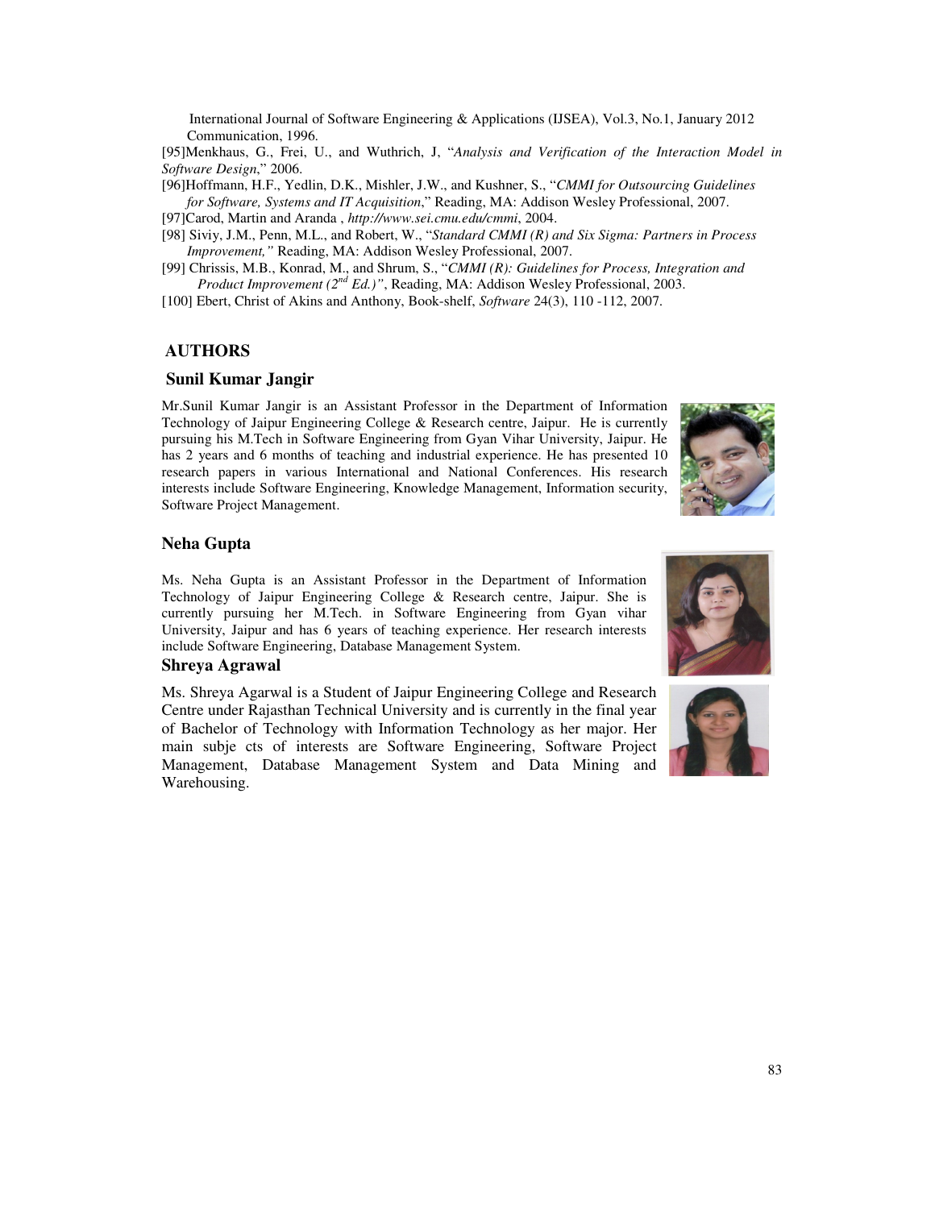Communication, 1996.

[95]Menkhaus, G., Frei, U., and Wuthrich, J, "*Analysis and Verification of the Interaction Model in Software Design*," 2006.

[96]Hoffmann, H.F., Yedlin, D.K., Mishler, J.W., and Kushner, S., "*CMMI for Outsourcing Guidelines for Software, Systems and IT Acquisition*," Reading, MA: Addison Wesley Professional, 2007.

[97]Carod, Martin and Aranda , *http://www.sei.cmu.edu/cmmi*, 2004.

[98] Siviy, J.M., Penn, M.L., and Robert, W., "*Standard CMMI (R) and Six Sigma: Partners in Process Improvement,"* Reading, MA: Addison Wesley Professional, 2007.

[99] Chrissis, M.B., Konrad, M., and Shrum, S., "*CMMI (R): Guidelines for Process, Integration and Product Improvement (2nd Ed.)"*, Reading, MA: Addison Wesley Professional, 2003.

[100] Ebert, Christ of Akins and Anthony, Book-shelf, *Software* 24(3), 110 -112, 2007.

## AUTHORS

### Sunil Kumar Jangir

Mr.Sunil Kumar Jangir is an Assistant Professor in the Department of Information Technology of Jaipur Engineering College & Research centre, Jaipur. He is currently pursuing his M.Tech in Software Engineering from Gyan Vihar University, Jaipur. He has 2 years and 6 months of teaching and industrial experience. He has presented 10 research papers in various International and National Conferences. His research interests include Software Engineering, Knowledge Management, Information security, Software Project Management.

### Neha Gupta

Ms. Neha Gupta is an Assistant Professor in the Department of Information Technology of Jaipur Engineering College & Research centre, Jaipur. She is currently pursuing her M.Tech. in Software Engineering from Gyan vihar University, Jaipur and has 6 years of teaching experience. Her research interests include Software Engineering, Database Management System.

### Shreya Agrawal

Ms. Shreya Agarwal is a Student of Jaipur Engineering College and Research Centre under Rajasthan Technical University and is currently in the final year of Bachelor of Technology with Information Technology as her major. Her main subje cts of interests are Software Engineering, Software Project Management, Database Management System and Data Mining and Warehousing.